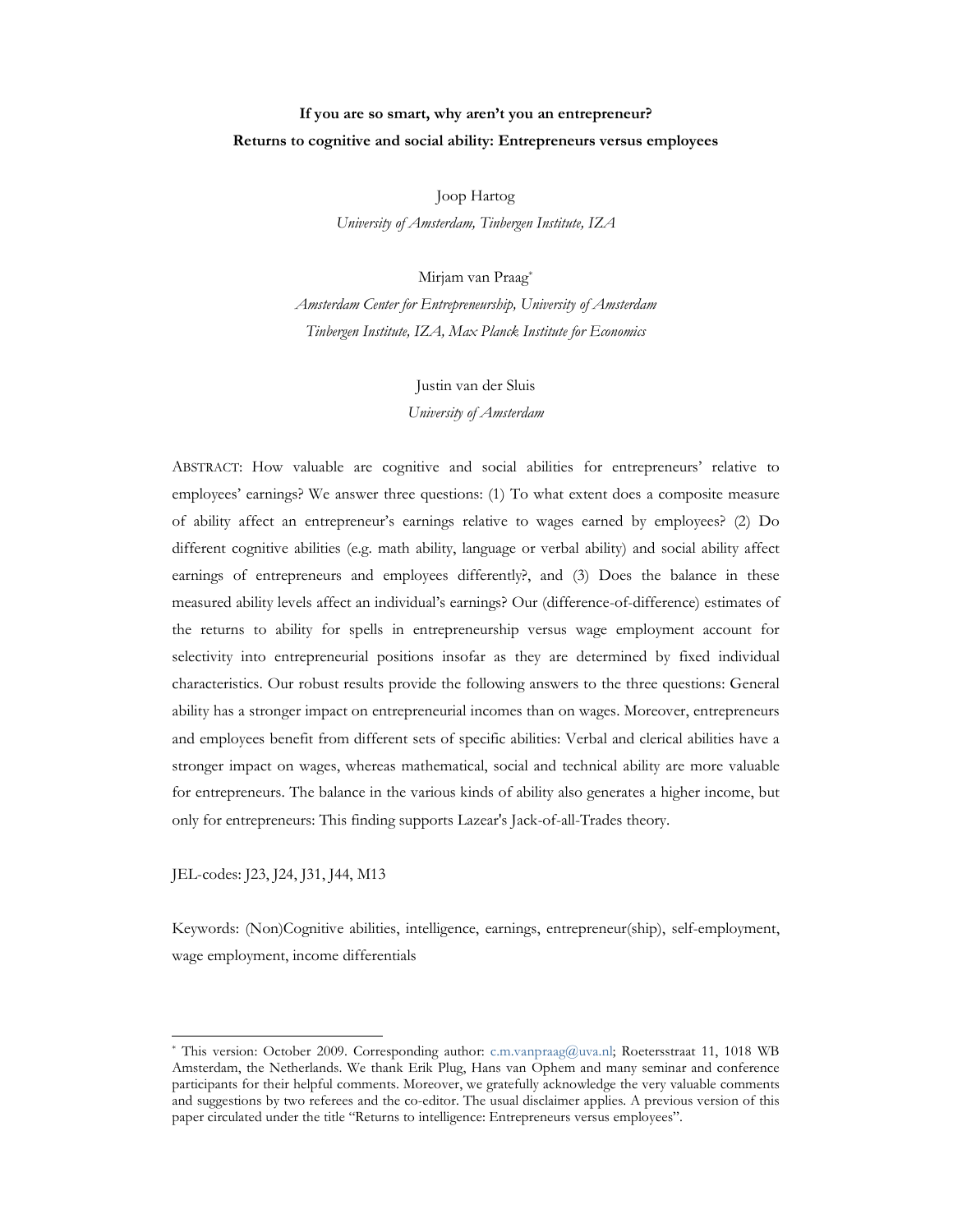**If you are so smart, why aren't you an entrepreneur?**
**Returns to cognitive and social ability: Entrepreneurs versus employees**

Joop Hartog
*University of Amsterdam, Tinbergen Institute, IZA*

Mirjam van Praag[*]
*Amsterdam Center for Entrepreneurship, University of Amsterdam*
*Tinbergen Institute, IZA, Max Planck Institute for Economics*

Justin van der Sluis
*University of Amsterdam*

ABSTRACT: How valuable are cognitive and social abilities for entrepreneurs' relative to employees' earnings? We answer three questions: (1) To what extent does a composite measure of ability affect an entrepreneur's earnings relative to wages earned by employees? (2) Do different cognitive abilities (e.g. math ability, language or verbal ability) and social ability affect earnings of entrepreneurs and employees differently?, and (3) Does the balance in these measured ability levels affect an individual's earnings? Our (difference-of-difference) estimates of the returns to ability for spells in entrepreneurship versus wage employment account for selectivity into entrepreneurial positions insofar as they are determined by fixed individual characteristics. Our robust results provide the following answers to the three questions: General ability has a stronger impact on entrepreneurial incomes than on wages. Moreover, entrepreneurs and employees benefit from different sets of specific abilities: Verbal and clerical abilities have a stronger impact on wages, whereas mathematical, social and technical ability are more valuable for entrepreneurs. The balance in the various kinds of ability also generates a higher income, but only for entrepreneurs: This finding supports Lazear's Jack-of-all-Trades theory.

JEL-codes: J23, J24, J31, J44, M13

Keywords: (Non)Cognitive abilities, intelligence, earnings, entrepreneur(ship), self-employment, wage employment, income differentials

---

[*] This version: October 2009. Corresponding author: c.m.vanpraag@uva.nl; Roetersstraat 11, 1018 WB Amsterdam, the Netherlands. We thank Erik Plug, Hans van Ophem and many seminar and conference participants for their helpful comments. Moreover, we gratefully acknowledge the very valuable comments and suggestions by two referees and the co-editor. The usual disclaimer applies. A previous version of this paper circulated under the title "Returns to intelligence: Entrepreneurs versus employees".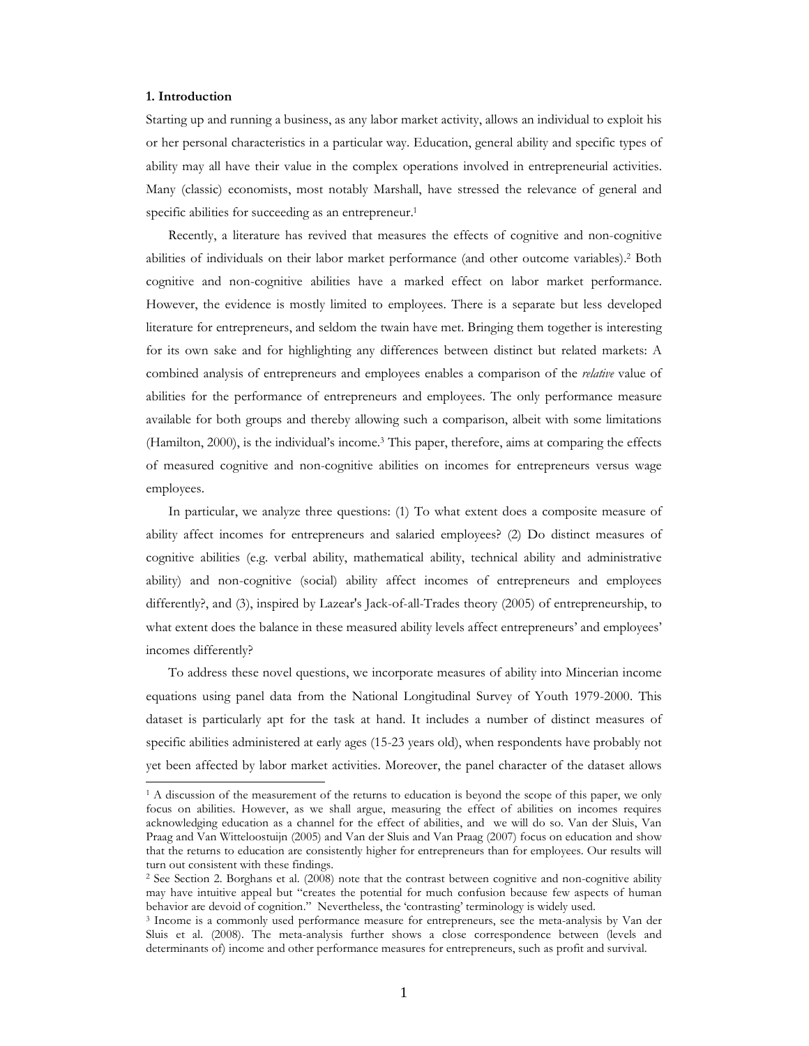## 1. Introduction

Starting up and running a business, as any labor market activity, allows an individual to exploit his or her personal characteristics in a particular way. Education, general ability and specific types of ability may all have their value in the complex operations involved in entrepreneurial activities. Many (classic) economists, most notably Marshall, have stressed the relevance of general and specific abilities for succeeding as an entrepreneur.[1]

Recently, a literature has revived that measures the effects of cognitive and non-cognitive abilities of individuals on their labor market performance (and other outcome variables).[2] Both cognitive and non-cognitive abilities have a marked effect on labor market performance. However, the evidence is mostly limited to employees. There is a separate but less developed literature for entrepreneurs, and seldom the twain have met. Bringing them together is interesting for its own sake and for highlighting any differences between distinct but related markets: A combined analysis of entrepreneurs and employees enables a comparison of the *relative* value of abilities for the performance of entrepreneurs and employees. The only performance measure available for both groups and thereby allowing such a comparison, albeit with some limitations (Hamilton, 2000), is the individual's income.[3] This paper, therefore, aims at comparing the effects of measured cognitive and non-cognitive abilities on incomes for entrepreneurs versus wage employees.

In particular, we analyze three questions: (1) To what extent does a composite measure of ability affect incomes for entrepreneurs and salaried employees? (2) Do distinct measures of cognitive abilities (e.g. verbal ability, mathematical ability, technical ability and administrative ability) and non-cognitive (social) ability affect incomes of entrepreneurs and employees differently?, and (3), inspired by Lazear's Jack-of-all-Trades theory (2005) of entrepreneurship, to what extent does the balance in these measured ability levels affect entrepreneurs' and employees' incomes differently?

To address these novel questions, we incorporate measures of ability into Mincerian income equations using panel data from the National Longitudinal Survey of Youth 1979-2000. This dataset is particularly apt for the task at hand. It includes a number of distinct measures of specific abilities administered at early ages (15-23 years old), when respondents have probably not yet been affected by labor market activities. Moreover, the panel character of the dataset allows

---

[1] A discussion of the measurement of the returns to education is beyond the scope of this paper, we only focus on abilities. However, as we shall argue, measuring the effect of abilities on incomes requires acknowledging education as a channel for the effect of abilities, and we will do so. Van der Sluis, Van Praag and Van Witteloostuijn (2005) and Van der Sluis and Van Praag (2007) focus on education and show that the returns to education are consistently higher for entrepreneurs than for employees. Our results will turn out consistent with these findings.

[2] See Section 2. Borghans et al. (2008) note that the contrast between cognitive and non-cognitive ability may have intuitive appeal but "creates the potential for much confusion because few aspects of human behavior are devoid of cognition." Nevertheless, the 'contrasting' terminology is widely used.

[3] Income is a commonly used performance measure for entrepreneurs, see the meta-analysis by Van der Sluis et al. (2008). The meta-analysis further shows a close correspondence between (levels and determinants of) income and other performance measures for entrepreneurs, such as profit and survival.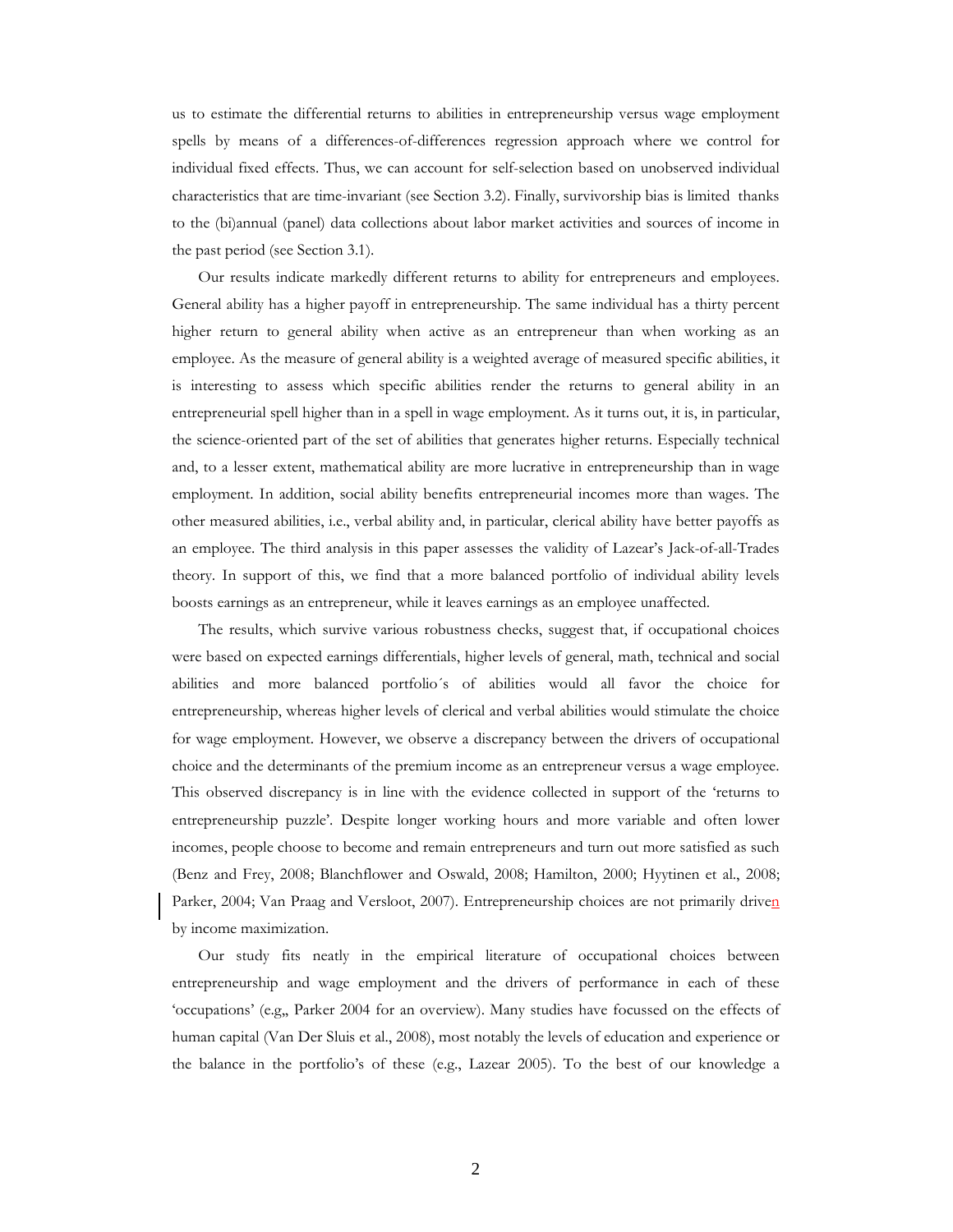us to estimate the differential returns to abilities in entrepreneurship versus wage employment spells by means of a differences-of-differences regression approach where we control for individual fixed effects. Thus, we can account for self-selection based on unobserved individual characteristics that are time-invariant (see Section 3.2). Finally, survivorship bias is limited thanks to the (bi)annual (panel) data collections about labor market activities and sources of income in the past period (see Section 3.1).

Our results indicate markedly different returns to ability for entrepreneurs and employees. General ability has a higher payoff in entrepreneurship. The same individual has a thirty percent higher return to general ability when active as an entrepreneur than when working as an employee. As the measure of general ability is a weighted average of measured specific abilities, it is interesting to assess which specific abilities render the returns to general ability in an entrepreneurial spell higher than in a spell in wage employment. As it turns out, it is, in particular, the science-oriented part of the set of abilities that generates higher returns. Especially technical and, to a lesser extent, mathematical ability are more lucrative in entrepreneurship than in wage employment. In addition, social ability benefits entrepreneurial incomes more than wages. The other measured abilities, i.e., verbal ability and, in particular, clerical ability have better payoffs as an employee. The third analysis in this paper assesses the validity of Lazear's Jack-of-all-Trades theory. In support of this, we find that a more balanced portfolio of individual ability levels boosts earnings as an entrepreneur, while it leaves earnings as an employee unaffected.

The results, which survive various robustness checks, suggest that, if occupational choices were based on expected earnings differentials, higher levels of general, math, technical and social abilities and more balanced portfolio´s of abilities would all favor the choice for entrepreneurship, whereas higher levels of clerical and verbal abilities would stimulate the choice for wage employment. However, we observe a discrepancy between the drivers of occupational choice and the determinants of the premium income as an entrepreneur versus a wage employee. This observed discrepancy is in line with the evidence collected in support of the 'returns to entrepreneurship puzzle'. Despite longer working hours and more variable and often lower incomes, people choose to become and remain entrepreneurs and turn out more satisfied as such (Benz and Frey, 2008; Blanchflower and Oswald, 2008; Hamilton, 2000; Hyytinen et al., 2008; Parker, 2004; Van Praag and Versloot, 2007). Entrepreneurship choices are not primarily driven by income maximization.

Our study fits neatly in the empirical literature of occupational choices between entrepreneurship and wage employment and the drivers of performance in each of these 'occupations' (e.g,, Parker 2004 for an overview). Many studies have focussed on the effects of human capital (Van Der Sluis et al., 2008), most notably the levels of education and experience or the balance in the portfolio's of these (e.g., Lazear 2005). To the best of our knowledge a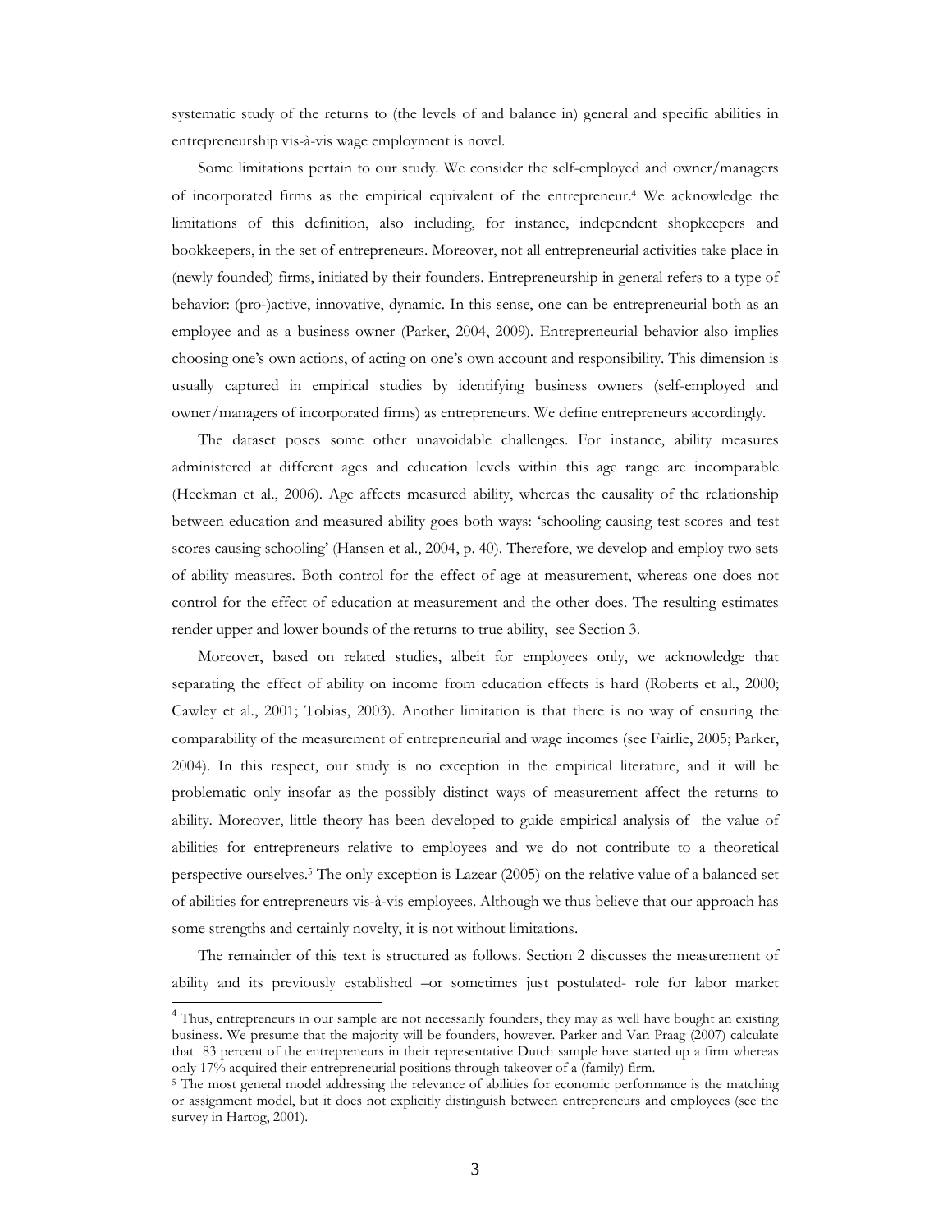systematic study of the returns to (the levels of and balance in) general and specific abilities in entrepreneurship vis-à-vis wage employment is novel.

Some limitations pertain to our study. We consider the self-employed and owner/managers of incorporated firms as the empirical equivalent of the entrepreneur.[4] We acknowledge the limitations of this definition, also including, for instance, independent shopkeepers and bookkeepers, in the set of entrepreneurs. Moreover, not all entrepreneurial activities take place in (newly founded) firms, initiated by their founders. Entrepreneurship in general refers to a type of behavior: (pro-)active, innovative, dynamic. In this sense, one can be entrepreneurial both as an employee and as a business owner (Parker, 2004, 2009). Entrepreneurial behavior also implies choosing one's own actions, of acting on one's own account and responsibility. This dimension is usually captured in empirical studies by identifying business owners (self-employed and owner/managers of incorporated firms) as entrepreneurs. We define entrepreneurs accordingly.

The dataset poses some other unavoidable challenges. For instance, ability measures administered at different ages and education levels within this age range are incomparable (Heckman et al., 2006). Age affects measured ability, whereas the causality of the relationship between education and measured ability goes both ways: 'schooling causing test scores and test scores causing schooling' (Hansen et al., 2004, p. 40). Therefore, we develop and employ two sets of ability measures. Both control for the effect of age at measurement, whereas one does not control for the effect of education at measurement and the other does. The resulting estimates render upper and lower bounds of the returns to true ability, see Section 3.

Moreover, based on related studies, albeit for employees only, we acknowledge that separating the effect of ability on income from education effects is hard (Roberts et al., 2000; Cawley et al., 2001; Tobias, 2003). Another limitation is that there is no way of ensuring the comparability of the measurement of entrepreneurial and wage incomes (see Fairlie, 2005; Parker, 2004). In this respect, our study is no exception in the empirical literature, and it will be problematic only insofar as the possibly distinct ways of measurement affect the returns to ability. Moreover, little theory has been developed to guide empirical analysis of the value of abilities for entrepreneurs relative to employees and we do not contribute to a theoretical perspective ourselves.[5] The only exception is Lazear (2005) on the relative value of a balanced set of abilities for entrepreneurs vis-à-vis employees. Although we thus believe that our approach has some strengths and certainly novelty, it is not without limitations.

The remainder of this text is structured as follows. Section 2 discusses the measurement of ability and its previously established –or sometimes just postulated- role for labor market

---

[4] Thus, entrepreneurs in our sample are not necessarily founders, they may as well have bought an existing business. We presume that the majority will be founders, however. Parker and Van Praag (2007) calculate that 83 percent of the entrepreneurs in their representative Dutch sample have started up a firm whereas only 17% acquired their entrepreneurial positions through takeover of a (family) firm.

[5] The most general model addressing the relevance of abilities for economic performance is the matching or assignment model, but it does not explicitly distinguish between entrepreneurs and employees (see the survey in Hartog, 2001).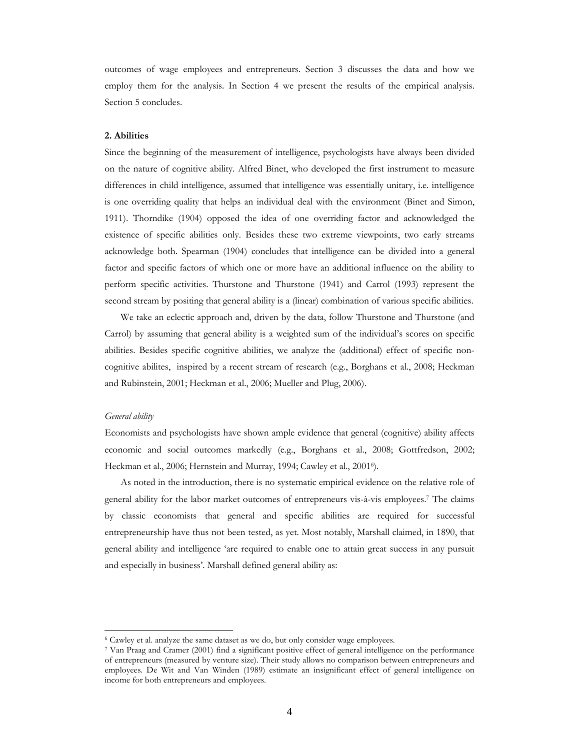outcomes of wage employees and entrepreneurs. Section 3 discusses the data and how we employ them for the analysis. In Section 4 we present the results of the empirical analysis. Section 5 concludes.

## 2. Abilities

Since the beginning of the measurement of intelligence, psychologists have always been divided on the nature of cognitive ability. Alfred Binet, who developed the first instrument to measure differences in child intelligence, assumed that intelligence was essentially unitary, i.e. intelligence is one overriding quality that helps an individual deal with the environment (Binet and Simon, 1911). Thorndike (1904) opposed the idea of one overriding factor and acknowledged the existence of specific abilities only. Besides these two extreme viewpoints, two early streams acknowledge both. Spearman (1904) concludes that intelligence can be divided into a general factor and specific factors of which one or more have an additional influence on the ability to perform specific activities. Thurstone and Thurstone (1941) and Carrol (1993) represent the second stream by positing that general ability is a (linear) combination of various specific abilities.

We take an eclectic approach and, driven by the data, follow Thurstone and Thurstone (and Carrol) by assuming that general ability is a weighted sum of the individual's scores on specific abilities. Besides specific cognitive abilities, we analyze the (additional) effect of specific non-cognitive abilites, inspired by a recent stream of research (e.g., Borghans et al., 2008; Heckman and Rubinstein, 2001; Heckman et al., 2006; Mueller and Plug, 2006).

*General ability*

Economists and psychologists have shown ample evidence that general (cognitive) ability affects economic and social outcomes markedly (e.g., Borghans et al., 2008; Gottfredson, 2002; Heckman et al., 2006; Hernstein and Murray, 1994; Cawley et al., 2001[6]).

As noted in the introduction, there is no systematic empirical evidence on the relative role of general ability for the labor market outcomes of entrepreneurs vis-à-vis employees.[7] The claims by classic economists that general and specific abilities are required for successful entrepreneurship have thus not been tested, as yet. Most notably, Marshall claimed, in 1890, that general ability and intelligence 'are required to enable one to attain great success in any pursuit and especially in business'. Marshall defined general ability as:

---

[6] Cawley et al. analyze the same dataset as we do, but only consider wage employees.

[7] Van Praag and Cramer (2001) find a significant positive effect of general intelligence on the performance of entrepreneurs (measured by venture size). Their study allows no comparison between entrepreneurs and employees. De Wit and Van Winden (1989) estimate an insignificant effect of general intelligence on income for both entrepreneurs and employees.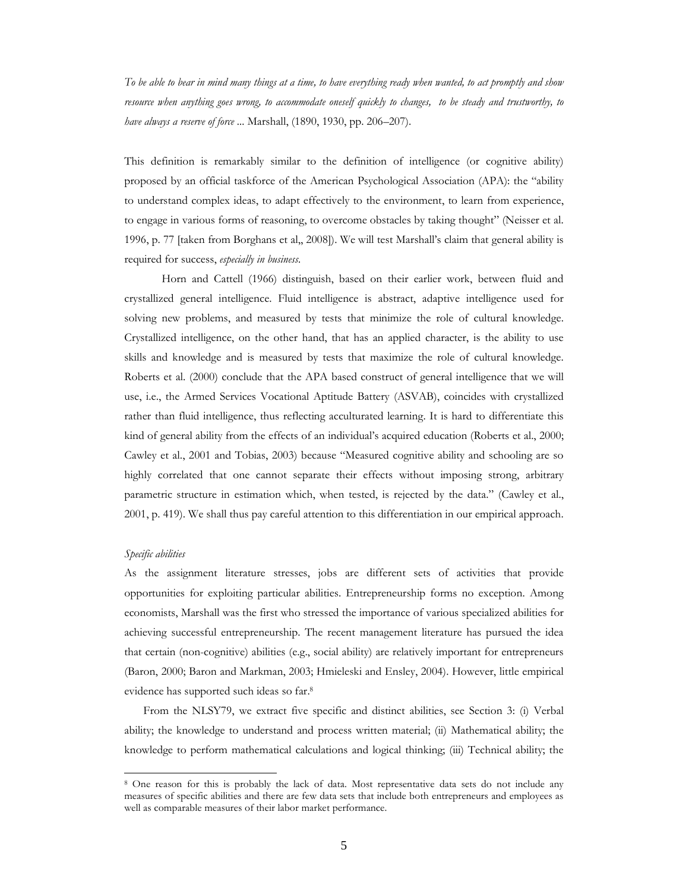*To be able to bear in mind many things at a time, to have everything ready when wanted, to act promptly and show resource when anything goes wrong, to accommodate oneself quickly to changes, to be steady and trustworthy, to have always a reserve of force* ... Marshall, (1890, 1930, pp. 206–207).

This definition is remarkably similar to the definition of intelligence (or cognitive ability) proposed by an official taskforce of the American Psychological Association (APA): the "ability to understand complex ideas, to adapt effectively to the environment, to learn from experience, to engage in various forms of reasoning, to overcome obstacles by taking thought" (Neisser et al. 1996, p. 77 [taken from Borghans et al,, 2008]). We will test Marshall's claim that general ability is required for success, *especially in business*.

Horn and Cattell (1966) distinguish, based on their earlier work, between fluid and crystallized general intelligence. Fluid intelligence is abstract, adaptive intelligence used for solving new problems, and measured by tests that minimize the role of cultural knowledge. Crystallized intelligence, on the other hand, that has an applied character, is the ability to use skills and knowledge and is measured by tests that maximize the role of cultural knowledge. Roberts et al. (2000) conclude that the APA based construct of general intelligence that we will use, i.e., the Armed Services Vocational Aptitude Battery (ASVAB), coincides with crystallized rather than fluid intelligence, thus reflecting acculturated learning. It is hard to differentiate this kind of general ability from the effects of an individual's acquired education (Roberts et al., 2000; Cawley et al., 2001 and Tobias, 2003) because "Measured cognitive ability and schooling are so highly correlated that one cannot separate their effects without imposing strong, arbitrary parametric structure in estimation which, when tested, is rejected by the data." (Cawley et al., 2001, p. 419). We shall thus pay careful attention to this differentiation in our empirical approach.

*Specific abilities*

As the assignment literature stresses, jobs are different sets of activities that provide opportunities for exploiting particular abilities. Entrepreneurship forms no exception. Among economists, Marshall was the first who stressed the importance of various specialized abilities for achieving successful entrepreneurship. The recent management literature has pursued the idea that certain (non-cognitive) abilities (e.g., social ability) are relatively important for entrepreneurs (Baron, 2000; Baron and Markman, 2003; Hmieleski and Ensley, 2004). However, little empirical evidence has supported such ideas so far.[8]

From the NLSY79, we extract five specific and distinct abilities, see Section 3: (i) Verbal ability; the knowledge to understand and process written material; (ii) Mathematical ability; the knowledge to perform mathematical calculations and logical thinking; (iii) Technical ability; the

[8] One reason for this is probably the lack of data. Most representative data sets do not include any measures of specific abilities and there are few data sets that include both entrepreneurs and employees as well as comparable measures of their labor market performance.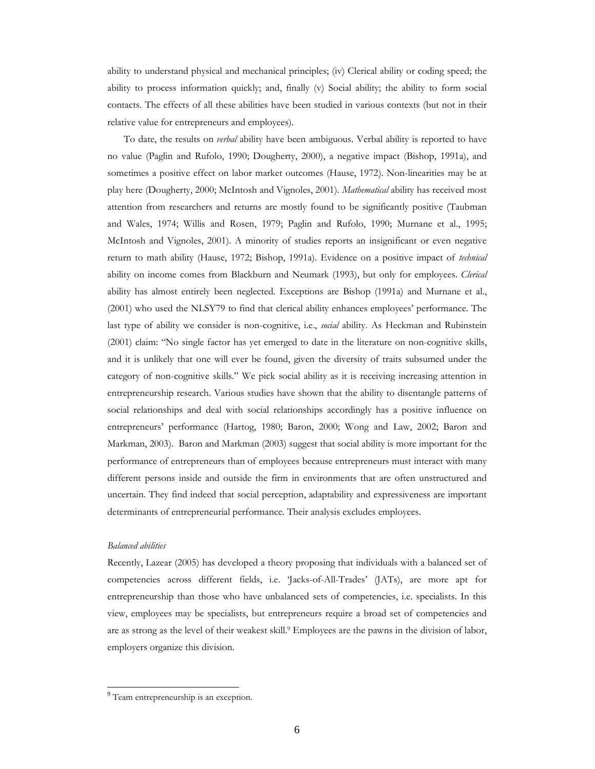ability to understand physical and mechanical principles; (iv) Clerical ability or coding speed; the ability to process information quickly; and, finally (v) Social ability; the ability to form social contacts. The effects of all these abilities have been studied in various contexts (but not in their relative value for entrepreneurs and employees).

To date, the results on *verbal* ability have been ambiguous. Verbal ability is reported to have no value (Paglin and Rufolo, 1990; Dougherty, 2000), a negative impact (Bishop, 1991a), and sometimes a positive effect on labor market outcomes (Hause, 1972). Non-linearities may be at play here (Dougherty, 2000; McIntosh and Vignoles, 2001). *Mathematical* ability has received most attention from researchers and returns are mostly found to be significantly positive (Taubman and Wales, 1974; Willis and Rosen, 1979; Paglin and Rufolo, 1990; Murnane et al., 1995; McIntosh and Vignoles, 2001). A minority of studies reports an insignificant or even negative return to math ability (Hause, 1972; Bishop, 1991a). Evidence on a positive impact of *technical* ability on income comes from Blackburn and Neumark (1993), but only for employees. *Clerical* ability has almost entirely been neglected. Exceptions are Bishop (1991a) and Murnane et al., (2001) who used the NLSY79 to find that clerical ability enhances employees' performance. The last type of ability we consider is non-cognitive, i.e., *social* ability. As Heckman and Rubinstein (2001) claim: "No single factor has yet emerged to date in the literature on non-cognitive skills, and it is unlikely that one will ever be found, given the diversity of traits subsumed under the category of non-cognitive skills." We pick social ability as it is receiving increasing attention in entrepreneurship research. Various studies have shown that the ability to disentangle patterns of social relationships and deal with social relationships accordingly has a positive influence on entrepreneurs' performance (Hartog, 1980; Baron, 2000; Wong and Law, 2002; Baron and Markman, 2003). Baron and Markman (2003) suggest that social ability is more important for the performance of entrepreneurs than of employees because entrepreneurs must interact with many different persons inside and outside the firm in environments that are often unstructured and uncertain. They find indeed that social perception, adaptability and expressiveness are important determinants of entrepreneurial performance. Their analysis excludes employees.

*Balanced abilities*

Recently, Lazear (2005) has developed a theory proposing that individuals with a balanced set of competencies across different fields, i.e. 'Jacks-of-All-Trades' (JATs), are more apt for entrepreneurship than those who have unbalanced sets of competencies, i.e. specialists. In this view, employees may be specialists, but entrepreneurs require a broad set of competencies and are as strong as the level of their weakest skill.[9] Employees are the pawns in the division of labor, employers organize this division.

[9] Team entrepreneurship is an exception.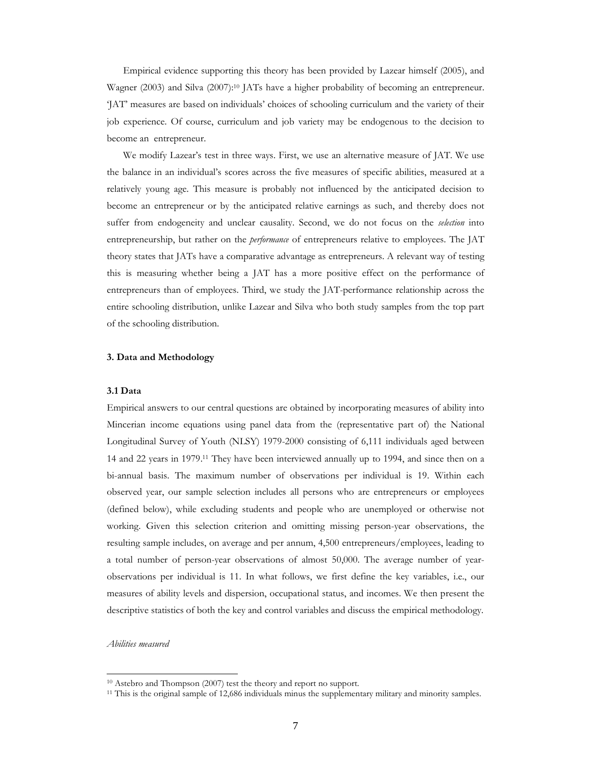Empirical evidence supporting this theory has been provided by Lazear himself (2005), and Wagner (2003) and Silva (2007):[10] JATs have a higher probability of becoming an entrepreneur. 'JAT' measures are based on individuals' choices of schooling curriculum and the variety of their job experience. Of course, curriculum and job variety may be endogenous to the decision to become an entrepreneur.

We modify Lazear's test in three ways. First, we use an alternative measure of JAT. We use the balance in an individual's scores across the five measures of specific abilities, measured at a relatively young age. This measure is probably not influenced by the anticipated decision to become an entrepreneur or by the anticipated relative earnings as such, and thereby does not suffer from endogeneity and unclear causality. Second, we do not focus on the *selection* into entrepreneurship, but rather on the *performance* of entrepreneurs relative to employees. The JAT theory states that JATs have a comparative advantage as entrepreneurs. A relevant way of testing this is measuring whether being a JAT has a more positive effect on the performance of entrepreneurs than of employees. Third, we study the JAT-performance relationship across the entire schooling distribution, unlike Lazear and Silva who both study samples from the top part of the schooling distribution.

### 3. Data and Methodology

#### 3.1 Data

Empirical answers to our central questions are obtained by incorporating measures of ability into Mincerian income equations using panel data from the (representative part of) the National Longitudinal Survey of Youth (NLSY) 1979-2000 consisting of 6,111 individuals aged between 14 and 22 years in 1979.[11] They have been interviewed annually up to 1994, and since then on a bi-annual basis. The maximum number of observations per individual is 19. Within each observed year, our sample selection includes all persons who are entrepreneurs or employees (defined below), while excluding students and people who are unemployed or otherwise not working. Given this selection criterion and omitting missing person-year observations, the resulting sample includes, on average and per annum, 4,500 entrepreneurs/employees, leading to a total number of person-year observations of almost 50,000. The average number of year-observations per individual is 11. In what follows, we first define the key variables, i.e., our measures of ability levels and dispersion, occupational status, and incomes. We then present the descriptive statistics of both the key and control variables and discuss the empirical methodology.

*Abilities measured*

---

[10] Astebro and Thompson (2007) test the theory and report no support.

[11] This is the original sample of 12,686 individuals minus the supplementary military and minority samples.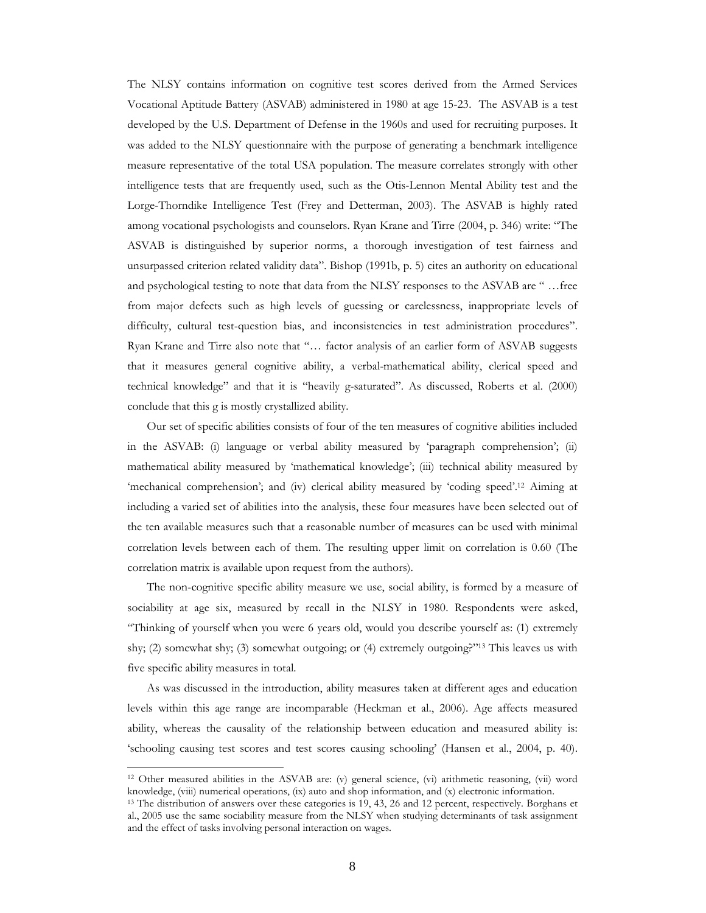The NLSY contains information on cognitive test scores derived from the Armed Services Vocational Aptitude Battery (ASVAB) administered in 1980 at age 15-23. The ASVAB is a test developed by the U.S. Department of Defense in the 1960s and used for recruiting purposes. It was added to the NLSY questionnaire with the purpose of generating a benchmark intelligence measure representative of the total USA population. The measure correlates strongly with other intelligence tests that are frequently used, such as the Otis-Lennon Mental Ability test and the Large-Thorndike Intelligence Test (Frey and Detterman, 2003). The ASVAB is highly rated among vocational psychologists and counselors. Ryan Krane and Tirre (2004, p. 346) write: "The ASVAB is distinguished by superior norms, a thorough investigation of test fairness and unsurpassed criterion related validity data". Bishop (1991b, p. 5) cites an authority on educational and psychological testing to note that data from the NLSY responses to the ASVAB are " …free from major defects such as high levels of guessing or carelessness, inappropriate levels of difficulty, cultural test-question bias, and inconsistencies in test administration procedures". Ryan Krane and Tirre also note that "… factor analysis of an earlier form of ASVAB suggests that it measures general cognitive ability, a verbal-mathematical ability, clerical speed and technical knowledge" and that it is "heavily g-saturated". As discussed, Roberts et al. (2000) conclude that this g is mostly crystallized ability.

Our set of specific abilities consists of four of the ten measures of cognitive abilities included in the ASVAB: (i) language or verbal ability measured by 'paragraph comprehension'; (ii) mathematical ability measured by 'mathematical knowledge'; (iii) technical ability measured by 'mechanical comprehension'; and (iv) clerical ability measured by 'coding speed'.[12] Aiming at including a varied set of abilities into the analysis, these four measures have been selected out of the ten available measures such that a reasonable number of measures can be used with minimal correlation levels between each of them. The resulting upper limit on correlation is 0.60 (The correlation matrix is available upon request from the authors).

The non-cognitive specific ability measure we use, social ability, is formed by a measure of sociability at age six, measured by recall in the NLSY in 1980. Respondents were asked, "Thinking of yourself when you were 6 years old, would you describe yourself as: (1) extremely shy; (2) somewhat shy; (3) somewhat outgoing; or (4) extremely outgoing?"[13] This leaves us with five specific ability measures in total.

As was discussed in the introduction, ability measures taken at different ages and education levels within this age range are incomparable (Heckman et al., 2006). Age affects measured ability, whereas the causality of the relationship between education and measured ability is: 'schooling causing test scores and test scores causing schooling' (Hansen et al., 2004, p. 40).

---

[12] Other measured abilities in the ASVAB are: (v) general science, (vi) arithmetic reasoning, (vii) word knowledge, (viii) numerical operations, (ix) auto and shop information, and (x) electronic information.

[13] The distribution of answers over these categories is 19, 43, 26 and 12 percent, respectively. Borghans et al., 2005 use the same sociability measure from the NLSY when studying determinants of task assignment and the effect of tasks involving personal interaction on wages.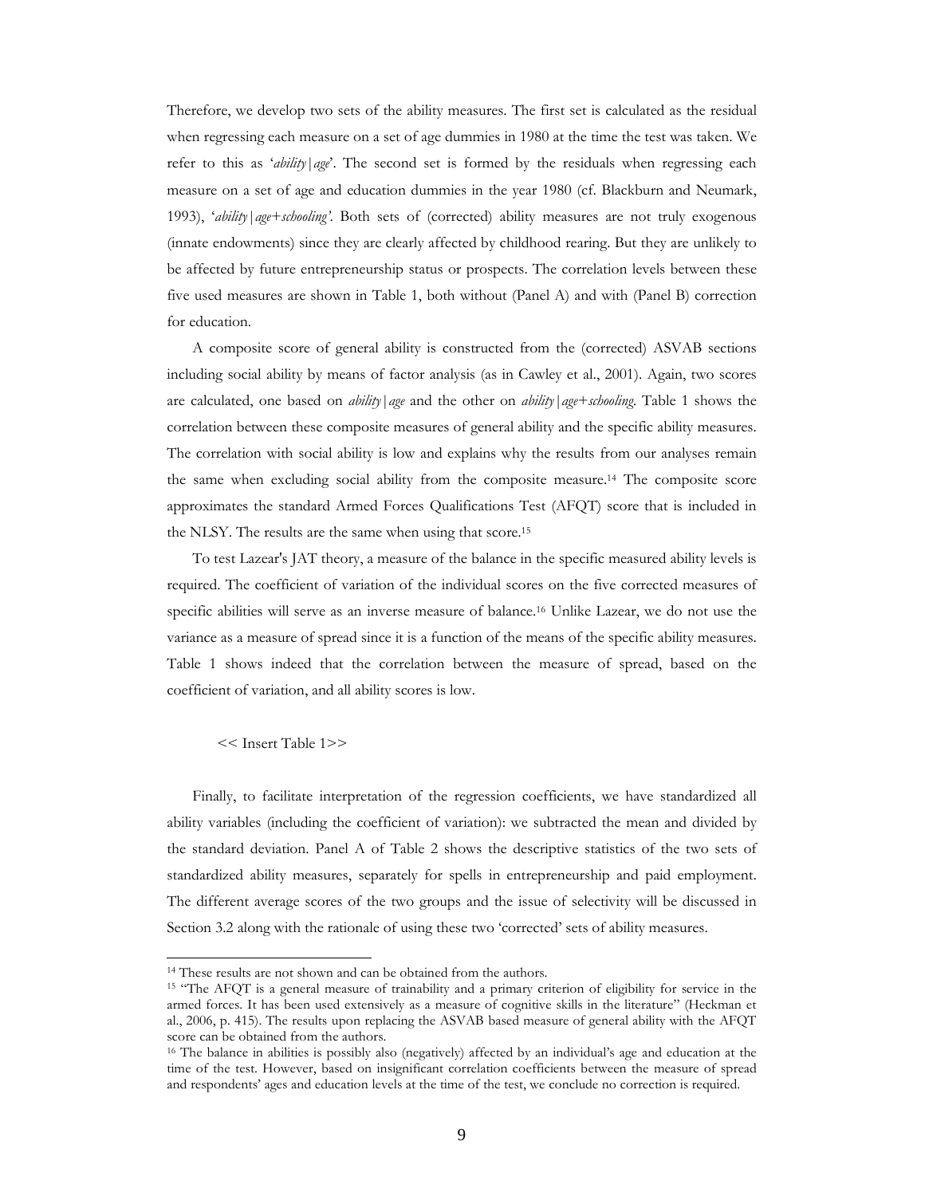Therefore, we develop two sets of the ability measures. The first set is calculated as the residual when regressing each measure on a set of age dummies in 1980 at the time the test was taken. We refer to this as '*ability|age*'. The second set is formed by the residuals when regressing each measure on a set of age and education dummies in the year 1980 (cf. Blackburn and Neumark, 1993), '*ability|age+schooling'*. Both sets of (corrected) ability measures are not truly exogenous (innate endowments) since they are clearly affected by childhood rearing. But they are unlikely to be affected by future entrepreneurship status or prospects. The correlation levels between these five used measures are shown in Table 1, both without (Panel A) and with (Panel B) correction for education.

A composite score of general ability is constructed from the (corrected) ASVAB sections including social ability by means of factor analysis (as in Cawley et al., 2001). Again, two scores are calculated, one based on *ability|age* and the other on *ability|age+schooling*. Table 1 shows the correlation between these composite measures of general ability and the specific ability measures. The correlation with social ability is low and explains why the results from our analyses remain the same when excluding social ability from the composite measure.[14] The composite score approximates the standard Armed Forces Qualifications Test (AFQT) score that is included in the NLSY. The results are the same when using that score.[15]

To test Lazear's JAT theory, a measure of the balance in the specific measured ability levels is required. The coefficient of variation of the individual scores on the five corrected measures of specific abilities will serve as an inverse measure of balance.[16] Unlike Lazear, we do not use the variance as a measure of spread since it is a function of the means of the specific ability measures. Table 1 shows indeed that the correlation between the measure of spread, based on the coefficient of variation, and all ability scores is low.

<< Insert Table 1>>

Finally, to facilitate interpretation of the regression coefficients, we have standardized all ability variables (including the coefficient of variation): we subtracted the mean and divided by the standard deviation. Panel A of Table 2 shows the descriptive statistics of the two sets of standardized ability measures, separately for spells in entrepreneurship and paid employment. The different average scores of the two groups and the issue of selectivity will be discussed in Section 3.2 along with the rationale of using these two 'corrected' sets of ability measures.

---

[14] These results are not shown and can be obtained from the authors.

[15] "The AFQT is a general measure of trainability and a primary criterion of eligibility for service in the armed forces. It has been used extensively as a measure of cognitive skills in the literature" (Heckman et al., 2006, p. 415). The results upon replacing the ASVAB based measure of general ability with the AFQT score can be obtained from the authors.

[16] The balance in abilities is possibly also (negatively) affected by an individual's age and education at the time of the test. However, based on insignificant correlation coefficients between the measure of spread and respondents' ages and education levels at the time of the test, we conclude no correction is required.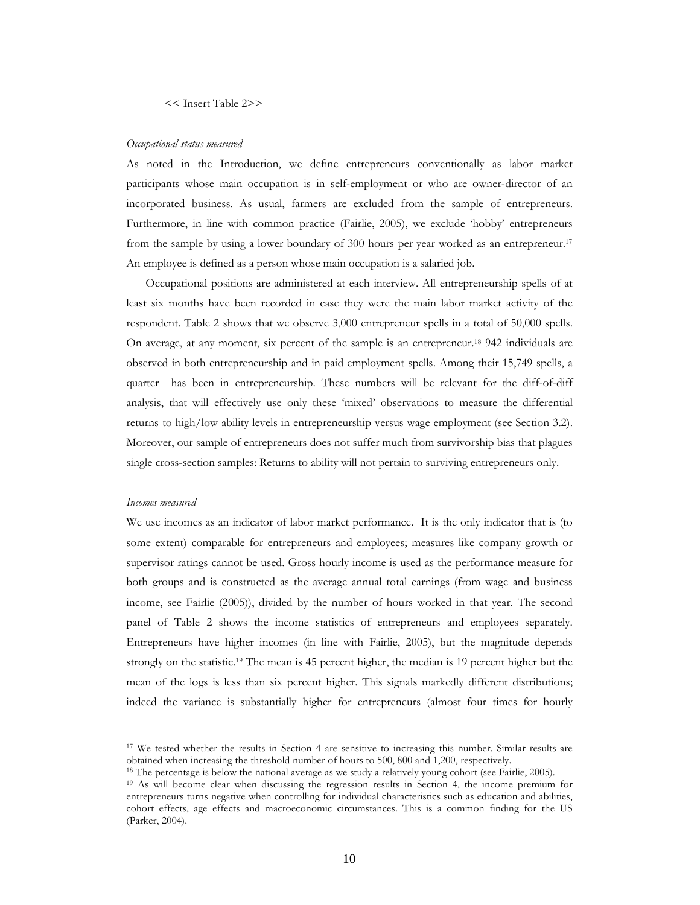<< Insert Table 2>>

*Occupational status measured*

As noted in the Introduction, we define entrepreneurs conventionally as labor market participants whose main occupation is in self-employment or who are owner-director of an incorporated business. As usual, farmers are excluded from the sample of entrepreneurs. Furthermore, in line with common practice (Fairlie, 2005), we exclude 'hobby' entrepreneurs from the sample by using a lower boundary of 300 hours per year worked as an entrepreneur.[17] An employee is defined as a person whose main occupation is a salaried job.

Occupational positions are administered at each interview. All entrepreneurship spells of at least six months have been recorded in case they were the main labor market activity of the respondent. Table 2 shows that we observe 3,000 entrepreneur spells in a total of 50,000 spells. On average, at any moment, six percent of the sample is an entrepreneur.[18] 942 individuals are observed in both entrepreneurship and in paid employment spells. Among their 15,749 spells, a quarter has been in entrepreneurship. These numbers will be relevant for the diff-of-diff analysis, that will effectively use only these 'mixed' observations to measure the differential returns to high/low ability levels in entrepreneurship versus wage employment (see Section 3.2). Moreover, our sample of entrepreneurs does not suffer much from survivorship bias that plagues single cross-section samples: Returns to ability will not pertain to surviving entrepreneurs only.

*Incomes measured*

We use incomes as an indicator of labor market performance. It is the only indicator that is (to some extent) comparable for entrepreneurs and employees; measures like company growth or supervisor ratings cannot be used. Gross hourly income is used as the performance measure for both groups and is constructed as the average annual total earnings (from wage and business income, see Fairlie (2005)), divided by the number of hours worked in that year. The second panel of Table 2 shows the income statistics of entrepreneurs and employees separately. Entrepreneurs have higher incomes (in line with Fairlie, 2005), but the magnitude depends strongly on the statistic.[19] The mean is 45 percent higher, the median is 19 percent higher but the mean of the logs is less than six percent higher. This signals markedly different distributions; indeed the variance is substantially higher for entrepreneurs (almost four times for hourly

[17] We tested whether the results in Section 4 are sensitive to increasing this number. Similar results are obtained when increasing the threshold number of hours to 500, 800 and 1,200, respectively.

[18] The percentage is below the national average as we study a relatively young cohort (see Fairlie, 2005).

[19] As will become clear when discussing the regression results in Section 4, the income premium for entrepreneurs turns negative when controlling for individual characteristics such as education and abilities, cohort effects, age effects and macroeconomic circumstances. This is a common finding for the US (Parker, 2004).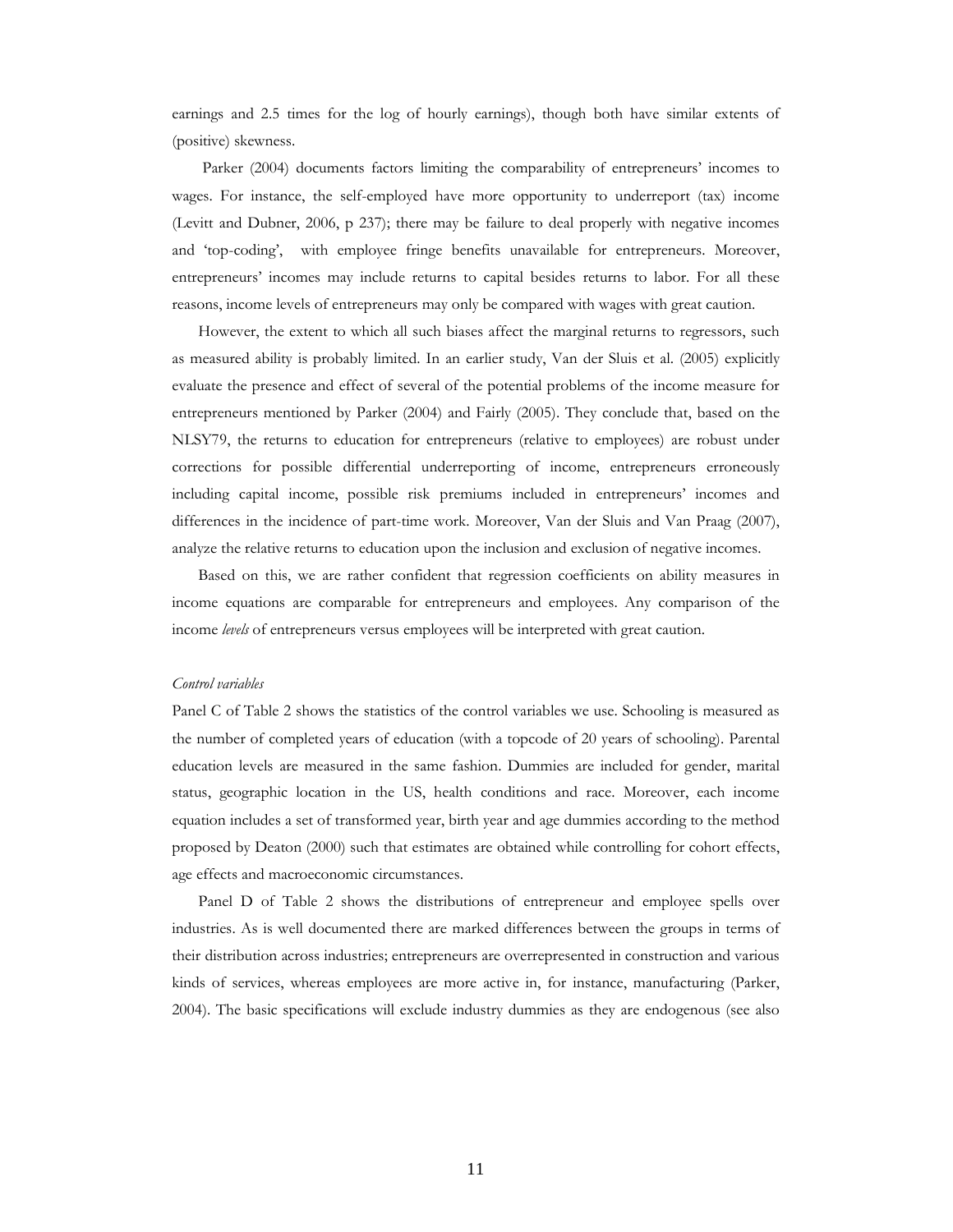earnings and 2.5 times for the log of hourly earnings), though both have similar extents of (positive) skewness.

Parker (2004) documents factors limiting the comparability of entrepreneurs' incomes to wages. For instance, the self-employed have more opportunity to underreport (tax) income (Levitt and Dubner, 2006, p 237); there may be failure to deal properly with negative incomes and 'top-coding', with employee fringe benefits unavailable for entrepreneurs. Moreover, entrepreneurs' incomes may include returns to capital besides returns to labor. For all these reasons, income levels of entrepreneurs may only be compared with wages with great caution.

However, the extent to which all such biases affect the marginal returns to regressors, such as measured ability is probably limited. In an earlier study, Van der Sluis et al. (2005) explicitly evaluate the presence and effect of several of the potential problems of the income measure for entrepreneurs mentioned by Parker (2004) and Fairly (2005). They conclude that, based on the NLSY79, the returns to education for entrepreneurs (relative to employees) are robust under corrections for possible differential underreporting of income, entrepreneurs erroneously including capital income, possible risk premiums included in entrepreneurs' incomes and differences in the incidence of part-time work. Moreover, Van der Sluis and Van Praag (2007), analyze the relative returns to education upon the inclusion and exclusion of negative incomes.

Based on this, we are rather confident that regression coefficients on ability measures in income equations are comparable for entrepreneurs and employees. Any comparison of the income *levels* of entrepreneurs versus employees will be interpreted with great caution.

*Control variables*

Panel C of Table 2 shows the statistics of the control variables we use. Schooling is measured as the number of completed years of education (with a topcode of 20 years of schooling). Parental education levels are measured in the same fashion. Dummies are included for gender, marital status, geographic location in the US, health conditions and race. Moreover, each income equation includes a set of transformed year, birth year and age dummies according to the method proposed by Deaton (2000) such that estimates are obtained while controlling for cohort effects, age effects and macroeconomic circumstances.

Panel D of Table 2 shows the distributions of entrepreneur and employee spells over industries. As is well documented there are marked differences between the groups in terms of their distribution across industries; entrepreneurs are overrepresented in construction and various kinds of services, whereas employees are more active in, for instance, manufacturing (Parker, 2004). The basic specifications will exclude industry dummies as they are endogenous (see also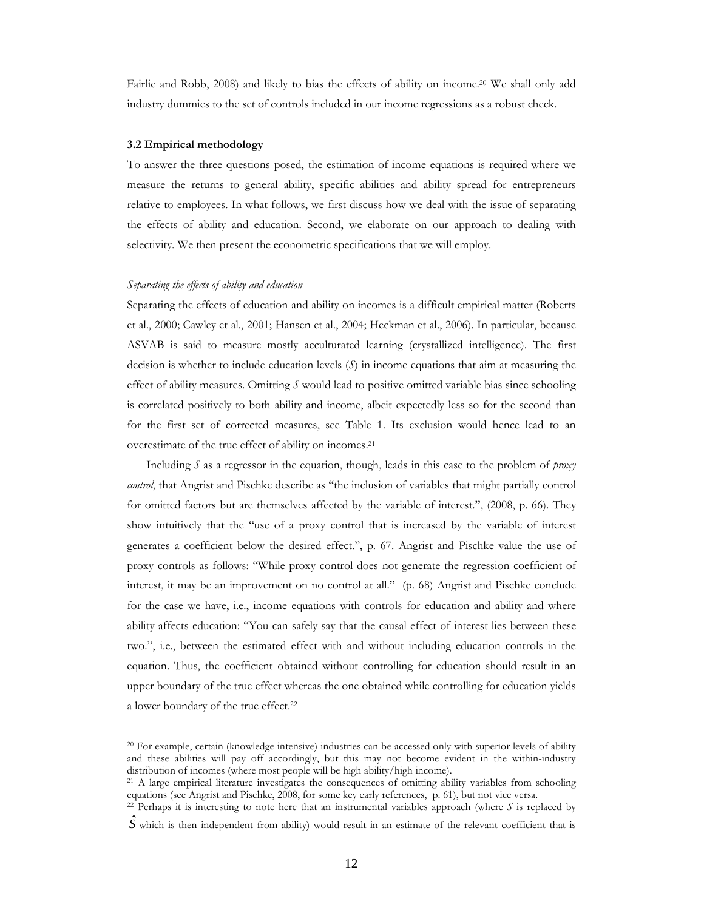Fairlie and Robb, 2008) and likely to bias the effects of ability on income.[20] We shall only add industry dummies to the set of controls included in our income regressions as a robust check.

### 3.2 Empirical methodology

To answer the three questions posed, the estimation of income equations is required where we measure the returns to general ability, specific abilities and ability spread for entrepreneurs relative to employees. In what follows, we first discuss how we deal with the issue of separating the effects of ability and education. Second, we elaborate on our approach to dealing with selectivity. We then present the econometric specifications that we will employ.

*Separating the effects of ability and education*

Separating the effects of education and ability on incomes is a difficult empirical matter (Roberts et al., 2000; Cawley et al., 2001; Hansen et al., 2004; Heckman et al., 2006). In particular, because ASVAB is said to measure mostly acculturated learning (crystallized intelligence). The first decision is whether to include education levels ($S$) in income equations that aim at measuring the effect of ability measures. Omitting $S$ would lead to positive omitted variable bias since schooling is correlated positively to both ability and income, albeit expectedly less so for the second than for the first set of corrected measures, see Table 1. Its exclusion would hence lead to an overestimate of the true effect of ability on incomes.[21]

Including $S$ as a regressor in the equation, though, leads in this case to the problem of *proxy control*, that Angrist and Pischke describe as "the inclusion of variables that might partially control for omitted factors but are themselves affected by the variable of interest.", (2008, p. 66). They show intuitively that the "use of a proxy control that is increased by the variable of interest generates a coefficient below the desired effect.", p. 67. Angrist and Pischke value the use of proxy controls as follows: "While proxy control does not generate the regression coefficient of interest, it may be an improvement on no control at all." (p. 68) Angrist and Pischke conclude for the case we have, i.e., income equations with controls for education and ability and where ability affects education: "You can safely say that the causal effect of interest lies between these two.", i.e., between the estimated effect with and without including education controls in the equation. Thus, the coefficient obtained without controlling for education should result in an upper boundary of the true effect whereas the one obtained while controlling for education yields a lower boundary of the true effect.[22]

---

[20] For example, certain (knowledge intensive) industries can be accessed only with superior levels of ability and these abilities will pay off accordingly, but this may not become evident in the within-industry distribution of incomes (where most people will be high ability/high income).

[21] A large empirical literature investigates the consequences of omitting ability variables from schooling equations (see Angrist and Pischke, 2008, for some key early references, p. 61), but not vice versa.

[22] Perhaps it is interesting to note here that an instrumental variables approach (where $S$ is replaced by $\hat{S}$ which is then independent from ability) would result in an estimate of the relevant coefficient that is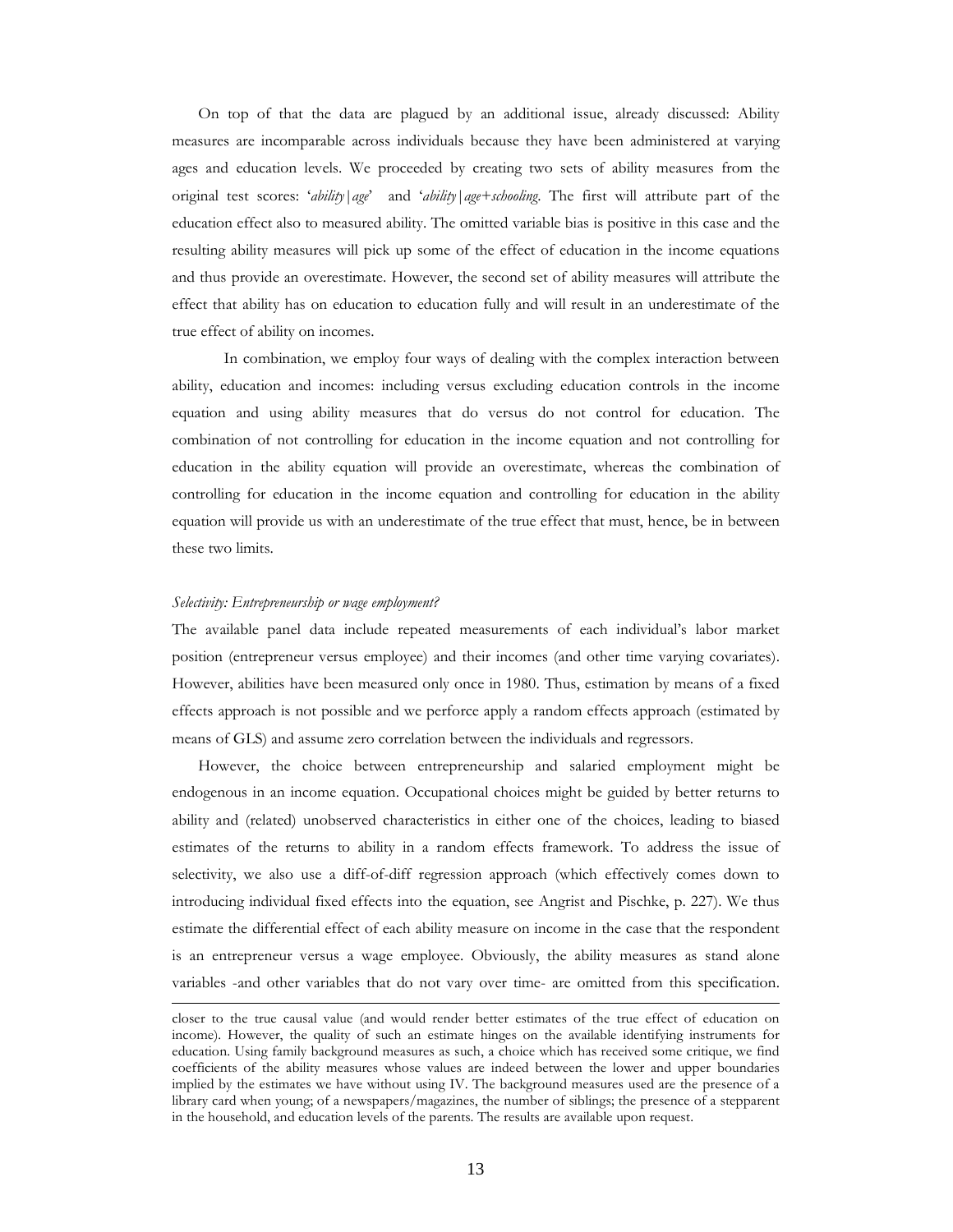On top of that the data are plagued by an additional issue, already discussed: Ability measures are incomparable across individuals because they have been administered at varying ages and education levels. We proceeded by creating two sets of ability measures from the original test scores: '*ability|age*' and '*ability|age+schooling*. The first will attribute part of the education effect also to measured ability. The omitted variable bias is positive in this case and the resulting ability measures will pick up some of the effect of education in the income equations and thus provide an overestimate. However, the second set of ability measures will attribute the effect that ability has on education to education fully and will result in an underestimate of the true effect of ability on incomes.

In combination, we employ four ways of dealing with the complex interaction between ability, education and incomes: including versus excluding education controls in the income equation and using ability measures that do versus do not control for education. The combination of not controlling for education in the income equation and not controlling for education in the ability equation will provide an overestimate, whereas the combination of controlling for education in the income equation and controlling for education in the ability equation will provide us with an underestimate of the true effect that must, hence, be in between these two limits.

*Selectivity: Entrepreneurship or wage employment?*

The available panel data include repeated measurements of each individual's labor market position (entrepreneur versus employee) and their incomes (and other time varying covariates). However, abilities have been measured only once in 1980. Thus, estimation by means of a fixed effects approach is not possible and we perforce apply a random effects approach (estimated by means of GLS) and assume zero correlation between the individuals and regressors.

However, the choice between entrepreneurship and salaried employment might be endogenous in an income equation. Occupational choices might be guided by better returns to ability and (related) unobserved characteristics in either one of the choices, leading to biased estimates of the returns to ability in a random effects framework. To address the issue of selectivity, we also use a diff-of-diff regression approach (which effectively comes down to introducing individual fixed effects into the equation, see Angrist and Pischke, p. 227). We thus estimate the differential effect of each ability measure on income in the case that the respondent is an entrepreneur versus a wage employee. Obviously, the ability measures as stand alone variables -and other variables that do not vary over time- are omitted from this specification.

---

closer to the true causal value (and would render better estimates of the true effect of education on income). However, the quality of such an estimate hinges on the available identifying instruments for education. Using family background measures as such, a choice which has received some critique, we find coefficients of the ability measures whose values are indeed between the lower and upper boundaries implied by the estimates we have without using IV. The background measures used are the presence of a library card when young; of a newspapers/magazines, the number of siblings; the presence of a stepparent in the household, and education levels of the parents. The results are available upon request.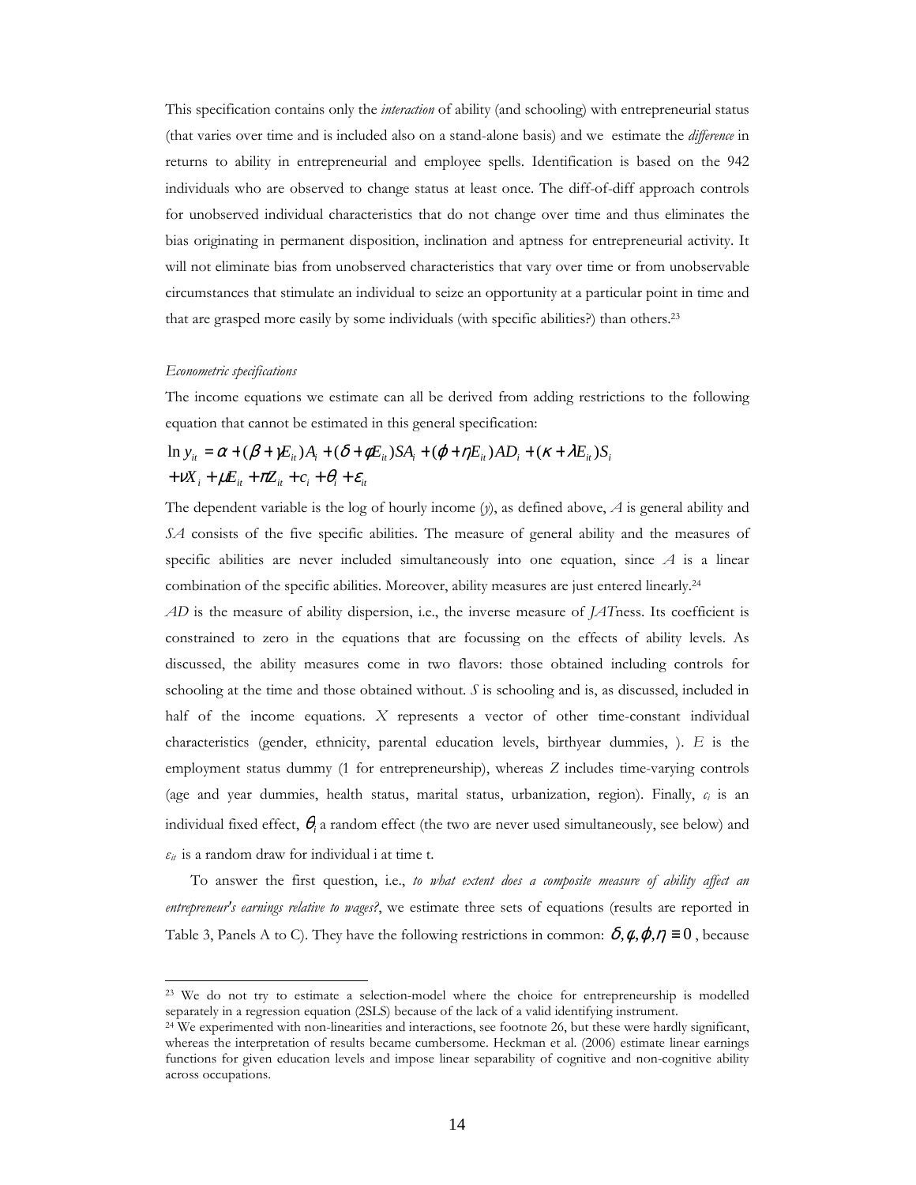This specification contains only the *interaction* of ability (and schooling) with entrepreneurial status (that varies over time and is included also on a stand-alone basis) and we estimate the *difference* in returns to ability in entrepreneurial and employee spells. Identification is based on the 942 individuals who are observed to change status at least once. The diff-of-diff approach controls for unobserved individual characteristics that do not change over time and thus eliminates the bias originating in permanent disposition, inclination and aptness for entrepreneurial activity. It will not eliminate bias from unobserved characteristics that vary over time or from unobservable circumstances that stimulate an individual to seize an opportunity at a particular point in time and that are grasped more easily by some individuals (with specific abilities?) than others.[23]

*Econometric specifications*

The income equations we estimate can all be derived from adding restrictions to the following equation that cannot be estimated in this general specification:

$$\ln y_{it} = \alpha + (\beta + \gamma E_{it})A_i + (\delta + \phi E_{it})SA_i + (\varphi + \eta E_{it})AD_i + (\kappa + \lambda E_{it})S_i$$
$$+ \nu X_i + \mu E_{it} + \pi Z_{it} + c_i + \theta_i + \varepsilon_{it}$$

The dependent variable is the log of hourly income ($y$), as defined above, $A$ is general ability and $SA$ consists of the five specific abilities. The measure of general ability and the measures of specific abilities are never included simultaneously into one equation, since $A$ is a linear combination of the specific abilities. Moreover, ability measures are just entered linearly.[24]

$AD$ is the measure of ability dispersion, i.e., the inverse measure of *JAT*ness. Its coefficient is constrained to zero in the equations that are focussing on the effects of ability levels. As discussed, the ability measures come in two flavors: those obtained including controls for schooling at the time and those obtained without. $S$ is schooling and is, as discussed, included in half of the income equations. $X$ represents a vector of other time-constant individual characteristics (gender, ethnicity, parental education levels, birthyear dummies, ). $E$ is the employment status dummy (1 for entrepreneurship), whereas $Z$ includes time-varying controls (age and year dummies, health status, marital status, urbanization, region). Finally, $c_i$ is an individual fixed effect, $\theta_i$ a random effect (the two are never used simultaneously, see below) and $\varepsilon_{it}$ is a random draw for individual i at time t.

To answer the first question, i.e., *to what extent does a composite measure of ability affect an entrepreneur's earnings relative to wages?*, we estimate three sets of equations (results are reported in Table 3, Panels A to C). They have the following restrictions in common: $\delta, \phi, \varphi, \eta \equiv 0$ , because

[23] We do not try to estimate a selection-model where the choice for entrepreneurship is modelled separately in a regression equation (2SLS) because of the lack of a valid identifying instrument.

[24] We experimented with non-linearities and interactions, see footnote 26, but these were hardly significant, whereas the interpretation of results became cumbersome. Heckman et al. (2006) estimate linear earnings functions for given education levels and impose linear separability of cognitive and non-cognitive ability across occupations.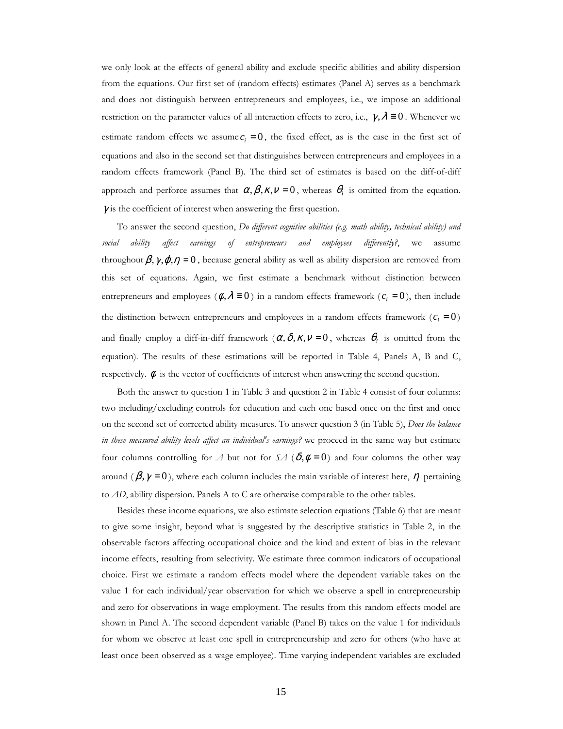we only look at the effects of general ability and exclude specific abilities and ability dispersion from the equations. Our first set of (random effects) estimates (Panel A) serves as a benchmark and does not distinguish between entrepreneurs and employees, i.e., we impose an additional restriction on the parameter values of all interaction effects to zero, i.e., $\gamma, \lambda \equiv 0$. Whenever we estimate random effects we assume $c_i = 0$, the fixed effect, as is the case in the first set of equations and also in the second set that distinguishes between entrepreneurs and employees in a random effects framework (Panel B). The third set of estimates is based on the diff-of-diff approach and perforce assumes that $\alpha, \beta, \kappa, \nu = 0$, whereas $\theta_i$ is omitted from the equation. $\gamma$ is the coefficient of interest when answering the first question.

To answer the second question, *Do different cognitive abilities (e.g. math ability, technical ability) and social ability affect earnings of entrepreneurs and employees differently?*, we assume throughout $\beta, \gamma, \phi, \eta = 0$, because general ability as well as ability dispersion are removed from this set of equations. Again, we first estimate a benchmark without distinction between entrepreneurs and employees ($\phi, \lambda \equiv 0$) in a random effects framework ($c_i = 0$), then include the distinction between entrepreneurs and employees in a random effects framework ($c_i = 0$) and finally employ a diff-in-diff framework ($\alpha, \delta, \kappa, \nu = 0$, whereas $\theta_i$ is omitted from the equation). The results of these estimations will be reported in Table 4, Panels A, B and C, respectively. $\phi$ is the vector of coefficients of interest when answering the second question.

Both the answer to question 1 in Table 3 and question 2 in Table 4 consist of four columns: two including/excluding controls for education and each one based once on the first and once on the second set of corrected ability measures. To answer question 3 (in Table 5), *Does the balance in these measured ability levels affect an individual's earnings?* we proceed in the same way but estimate four columns controlling for *A* but not for *SA* ($\delta, \phi = 0$) and four columns the other way around ($\beta, \gamma = 0$), where each column includes the main variable of interest here, $\eta$ pertaining to *AD*, ability dispersion. Panels A to C are otherwise comparable to the other tables.

Besides these income equations, we also estimate selection equations (Table 6) that are meant to give some insight, beyond what is suggested by the descriptive statistics in Table 2, in the observable factors affecting occupational choice and the kind and extent of bias in the relevant income effects, resulting from selectivity. We estimate three common indicators of occupational choice. First we estimate a random effects model where the dependent variable takes on the value 1 for each individual/year observation for which we observe a spell in entrepreneurship and zero for observations in wage employment. The results from this random effects model are shown in Panel A. The second dependent variable (Panel B) takes on the value 1 for individuals for whom we observe at least one spell in entrepreneurship and zero for others (who have at least once been observed as a wage employee). Time varying independent variables are excluded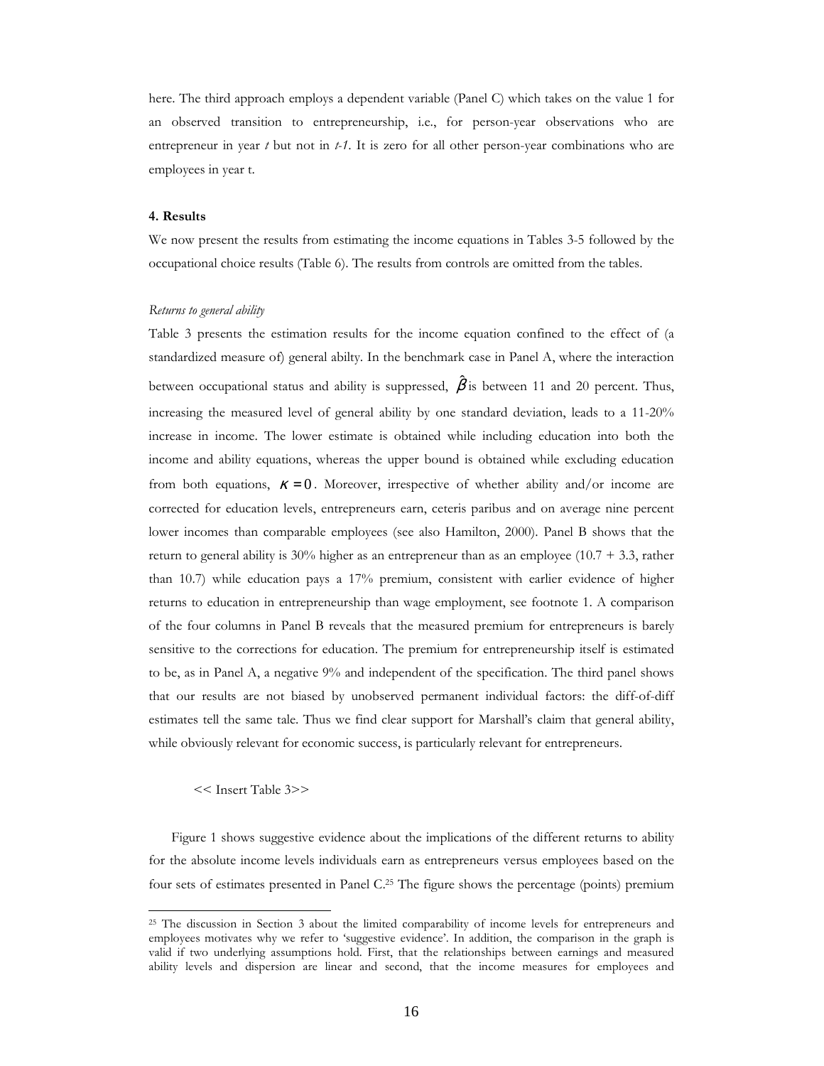here. The third approach employs a dependent variable (Panel C) which takes on the value 1 for an observed transition to entrepreneurship, i.e., for person-year observations who are entrepreneur in year *t* but not in *t-1*. It is zero for all other person-year combinations who are employees in year t.

**4. Results**

We now present the results from estimating the income equations in Tables 3-5 followed by the occupational choice results (Table 6). The results from controls are omitted from the tables.

*Returns to general ability*

Table 3 presents the estimation results for the income equation confined to the effect of (a standardized measure of) general abilty. In the benchmark case in Panel A, where the interaction between occupational status and ability is suppressed, $\hat{\beta}$ is between 11 and 20 percent. Thus, increasing the measured level of general ability by one standard deviation, leads to a 11-20% increase in income. The lower estimate is obtained while including education into both the income and ability equations, whereas the upper bound is obtained while excluding education from both equations, $\kappa = 0$. Moreover, irrespective of whether ability and/or income are corrected for education levels, entrepreneurs earn, ceteris paribus and on average nine percent lower incomes than comparable employees (see also Hamilton, 2000). Panel B shows that the return to general ability is 30% higher as an entrepreneur than as an employee (10.7 + 3.3, rather than 10.7) while education pays a 17% premium, consistent with earlier evidence of higher returns to education in entrepreneurship than wage employment, see footnote 1. A comparison of the four columns in Panel B reveals that the measured premium for entrepreneurs is barely sensitive to the corrections for education. The premium for entrepreneurship itself is estimated to be, as in Panel A, a negative 9% and independent of the specification. The third panel shows that our results are not biased by unobserved permanent individual factors: the diff-of-diff estimates tell the same tale. Thus we find clear support for Marshall's claim that general ability, while obviously relevant for economic success, is particularly relevant for entrepreneurs.

<< Insert Table 3>>

Figure 1 shows suggestive evidence about the implications of the different returns to ability for the absolute income levels individuals earn as entrepreneurs versus employees based on the four sets of estimates presented in Panel C.[25] The figure shows the percentage (points) premium

[25] The discussion in Section 3 about the limited comparability of income levels for entrepreneurs and employees motivates why we refer to 'suggestive evidence'. In addition, the comparison in the graph is valid if two underlying assumptions hold. First, that the relationships between earnings and measured ability levels and dispersion are linear and second, that the income measures for employees and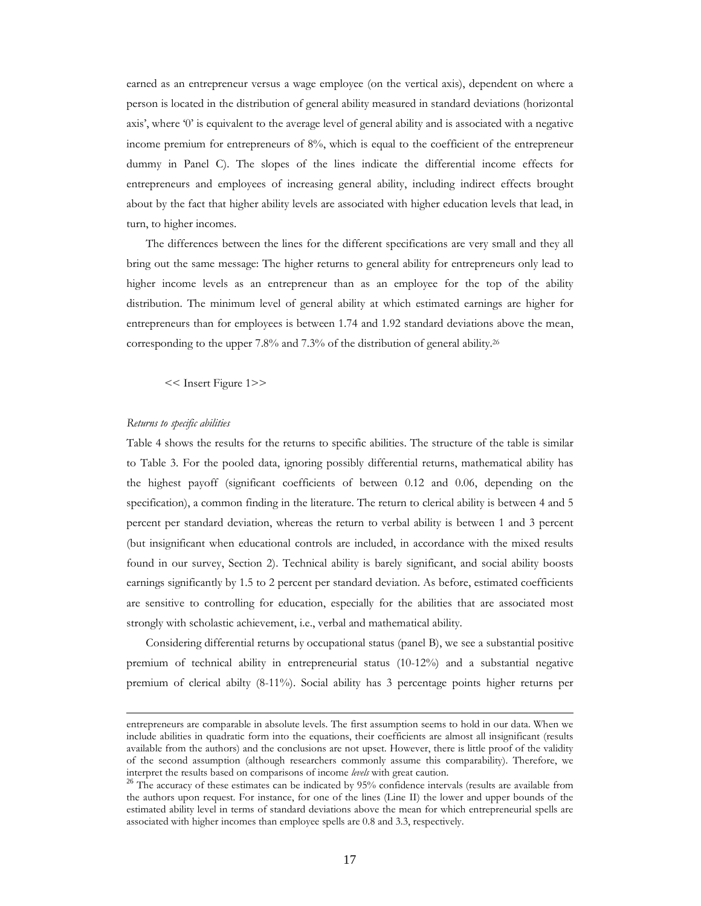earned as an entrepreneur versus a wage employee (on the vertical axis), dependent on where a person is located in the distribution of general ability measured in standard deviations (horizontal axis', where '0' is equivalent to the average level of general ability and is associated with a negative income premium for entrepreneurs of 8%, which is equal to the coefficient of the entrepreneur dummy in Panel C). The slopes of the lines indicate the differential income effects for entrepreneurs and employees of increasing general ability, including indirect effects brought about by the fact that higher ability levels are associated with higher education levels that lead, in turn, to higher incomes.

The differences between the lines for the different specifications are very small and they all bring out the same message: The higher returns to general ability for entrepreneurs only lead to higher income levels as an entrepreneur than as an employee for the top of the ability distribution. The minimum level of general ability at which estimated earnings are higher for entrepreneurs than for employees is between 1.74 and 1.92 standard deviations above the mean, corresponding to the upper 7.8% and 7.3% of the distribution of general ability.[26]

<< Insert Figure 1>>

*Returns to specific abilities*

Table 4 shows the results for the returns to specific abilities. The structure of the table is similar to Table 3. For the pooled data, ignoring possibly differential returns, mathematical ability has the highest payoff (significant coefficients of between 0.12 and 0.06, depending on the specification), a common finding in the literature. The return to clerical ability is between 4 and 5 percent per standard deviation, whereas the return to verbal ability is between 1 and 3 percent (but insignificant when educational controls are included, in accordance with the mixed results found in our survey, Section 2). Technical ability is barely significant, and social ability boosts earnings significantly by 1.5 to 2 percent per standard deviation. As before, estimated coefficients are sensitive to controlling for education, especially for the abilities that are associated most strongly with scholastic achievement, i.e., verbal and mathematical ability.

Considering differential returns by occupational status (panel B), we see a substantial positive premium of technical ability in entrepreneurial status (10-12%) and a substantial negative premium of clerical abilty (8-11%). Social ability has 3 percentage points higher returns per

---

entrepreneurs are comparable in absolute levels. The first assumption seems to hold in our data. When we include abilities in quadratic form into the equations, their coefficients are almost all insignificant (results available from the authors) and the conclusions are not upset. However, there is little proof of the validity of the second assumption (although researchers commonly assume this comparability). Therefore, we interpret the results based on comparisons of income *levels* with great caution.

[26] The accuracy of these estimates can be indicated by 95% confidence intervals (results are available from the authors upon request. For instance, for one of the lines (Line II) the lower and upper bounds of the estimated ability level in terms of standard deviations above the mean for which entrepreneurial spells are associated with higher incomes than employee spells are 0.8 and 3.3, respectively.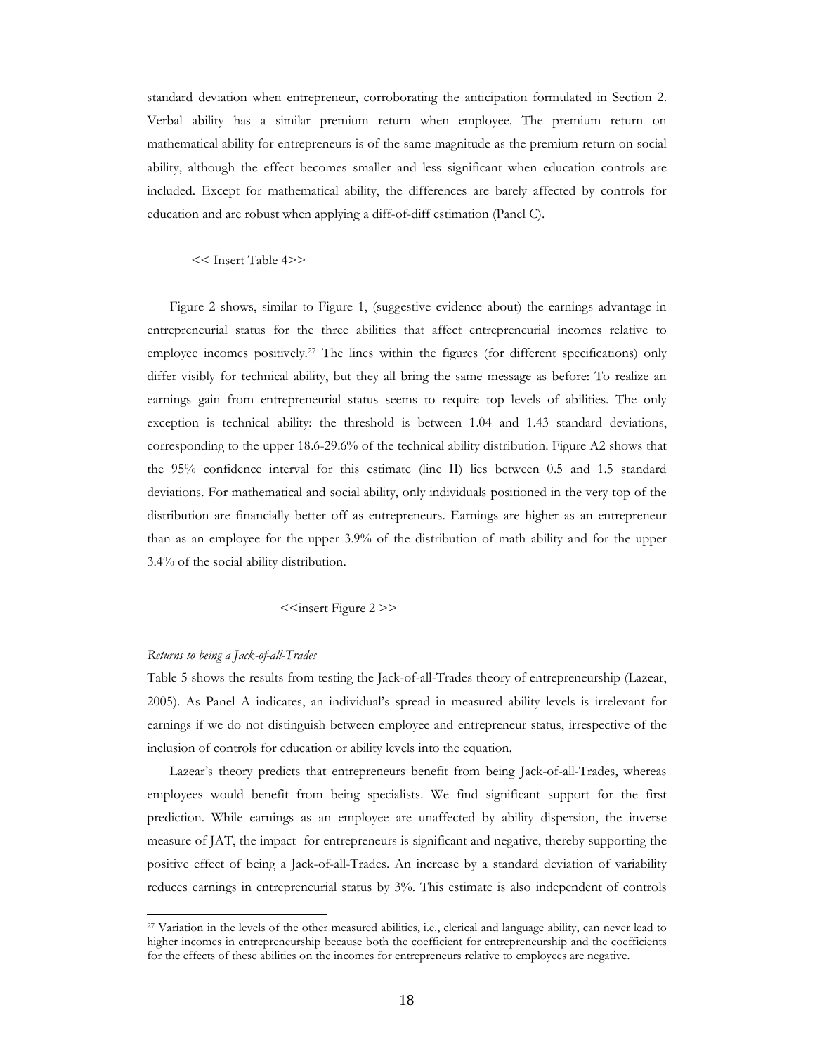standard deviation when entrepreneur, corroborating the anticipation formulated in Section 2. Verbal ability has a similar premium return when employee. The premium return on mathematical ability for entrepreneurs is of the same magnitude as the premium return on social ability, although the effect becomes smaller and less significant when education controls are included. Except for mathematical ability, the differences are barely affected by controls for education and are robust when applying a diff-of-diff estimation (Panel C).

<< Insert Table 4>>

Figure 2 shows, similar to Figure 1, (suggestive evidence about) the earnings advantage in entrepreneurial status for the three abilities that affect entrepreneurial incomes relative to employee incomes positively.[27] The lines within the figures (for different specifications) only differ visibly for technical ability, but they all bring the same message as before: To realize an earnings gain from entrepreneurial status seems to require top levels of abilities. The only exception is technical ability: the threshold is between 1.04 and 1.43 standard deviations, corresponding to the upper 18.6-29.6% of the technical ability distribution. Figure A2 shows that the 95% confidence interval for this estimate (line II) lies between 0.5 and 1.5 standard deviations. For mathematical and social ability, only individuals positioned in the very top of the distribution are financially better off as entrepreneurs. Earnings are higher as an entrepreneur than as an employee for the upper 3.9% of the distribution of math ability and for the upper 3.4% of the social ability distribution.

<<insert Figure 2 >>

*Returns to being a Jack-of-all-Trades*

Table 5 shows the results from testing the Jack-of-all-Trades theory of entrepreneurship (Lazear, 2005). As Panel A indicates, an individual's spread in measured ability levels is irrelevant for earnings if we do not distinguish between employee and entrepreneur status, irrespective of the inclusion of controls for education or ability levels into the equation.

Lazear's theory predicts that entrepreneurs benefit from being Jack-of-all-Trades, whereas employees would benefit from being specialists. We find significant support for the first prediction. While earnings as an employee are unaffected by ability dispersion, the inverse measure of JAT, the impact for entrepreneurs is significant and negative, thereby supporting the positive effect of being a Jack-of-all-Trades. An increase by a standard deviation of variability reduces earnings in entrepreneurial status by 3%. This estimate is also independent of controls

[27] Variation in the levels of the other measured abilities, i.e., clerical and language ability, can never lead to higher incomes in entrepreneurship because both the coefficient for entrepreneurship and the coefficients for the effects of these abilities on the incomes for entrepreneurs relative to employees are negative.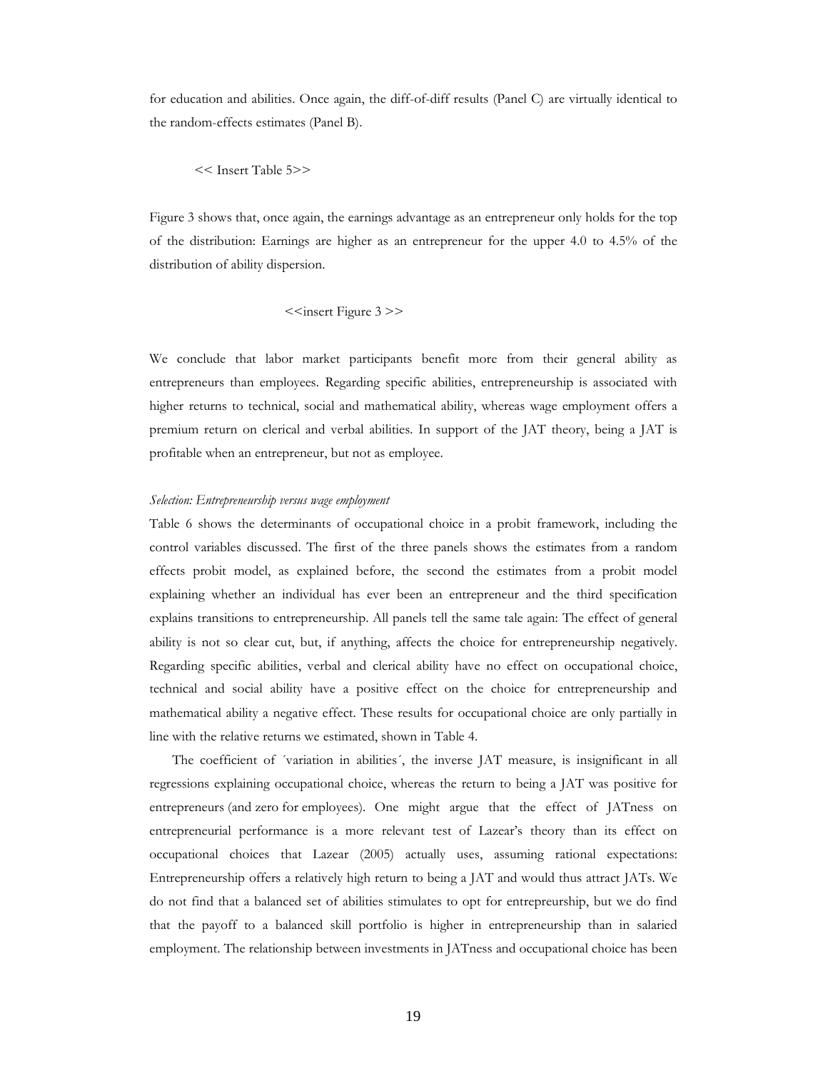for education and abilities. Once again, the diff-of-diff results (Panel C) are virtually identical to the random-effects estimates (Panel B).

<< Insert Table 5>>

Figure 3 shows that, once again, the earnings advantage as an entrepreneur only holds for the top of the distribution: Earnings are higher as an entrepreneur for the upper 4.0 to 4.5% of the distribution of ability dispersion.

<<insert Figure 3 >>

We conclude that labor market participants benefit more from their general ability as entrepreneurs than employees. Regarding specific abilities, entrepreneurship is associated with higher returns to technical, social and mathematical ability, whereas wage employment offers a premium return on clerical and verbal abilities. In support of the JAT theory, being a JAT is profitable when an entrepreneur, but not as employee.

*Selection: Entrepreneurship versus wage employment*

Table 6 shows the determinants of occupational choice in a probit framework, including the control variables discussed. The first of the three panels shows the estimates from a random effects probit model, as explained before, the second the estimates from a probit model explaining whether an individual has ever been an entrepreneur and the third specification explains transitions to entrepreneurship. All panels tell the same tale again: The effect of general ability is not so clear cut, but, if anything, affects the choice for entrepreneurship negatively. Regarding specific abilities, verbal and clerical ability have no effect on occupational choice, technical and social ability have a positive effect on the choice for entrepreneurship and mathematical ability a negative effect. These results for occupational choice are only partially in line with the relative returns we estimated, shown in Table 4.

The coefficient of ´variation in abilities´, the inverse JAT measure, is insignificant in all regressions explaining occupational choice, whereas the return to being a JAT was positive for entrepreneurs (and zero for employees). One might argue that the effect of JATness on entrepreneurial performance is a more relevant test of Lazear's theory than its effect on occupational choices that Lazear (2005) actually uses, assuming rational expectations: Entrepreneurship offers a relatively high return to being a JAT and would thus attract JATs. We do not find that a balanced set of abilities stimulates to opt for entrepreurship, but we do find that the payoff to a balanced skill portfolio is higher in entrepreneurship than in salaried employment. The relationship between investments in JATness and occupational choice has been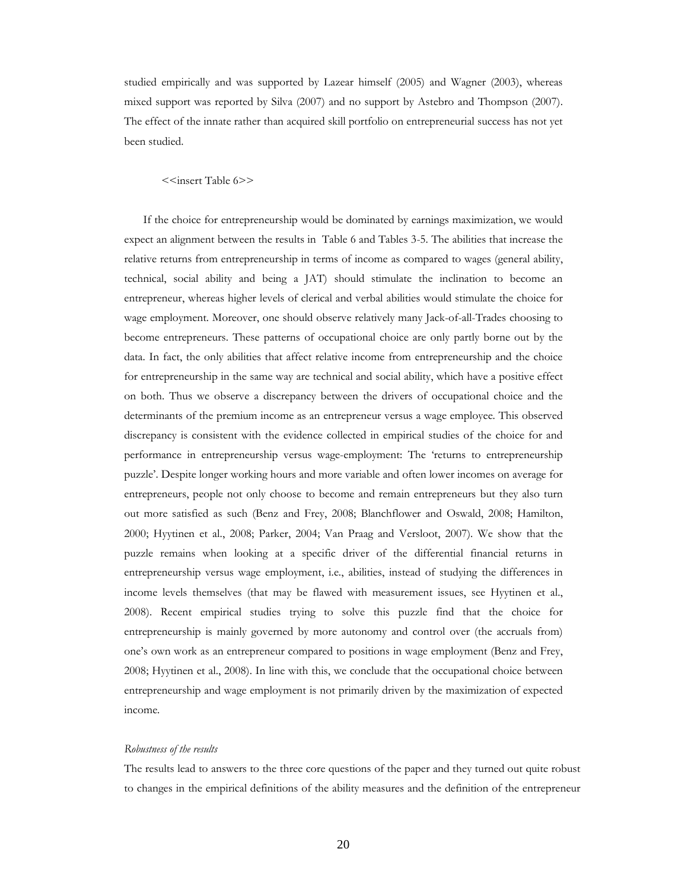studied empirically and was supported by Lazear himself (2005) and Wagner (2003), whereas mixed support was reported by Silva (2007) and no support by Astebro and Thompson (2007). The effect of the innate rather than acquired skill portfolio on entrepreneurial success has not yet been studied.

<<insert Table 6>>

If the choice for entrepreneurship would be dominated by earnings maximization, we would expect an alignment between the results in Table 6 and Tables 3-5. The abilities that increase the relative returns from entrepreneurship in terms of income as compared to wages (general ability, technical, social ability and being a JAT) should stimulate the inclination to become an entrepreneur, whereas higher levels of clerical and verbal abilities would stimulate the choice for wage employment. Moreover, one should observe relatively many Jack-of-all-Trades choosing to become entrepreneurs. These patterns of occupational choice are only partly borne out by the data. In fact, the only abilities that affect relative income from entrepreneurship and the choice for entrepreneurship in the same way are technical and social ability, which have a positive effect on both. Thus we observe a discrepancy between the drivers of occupational choice and the determinants of the premium income as an entrepreneur versus a wage employee. This observed discrepancy is consistent with the evidence collected in empirical studies of the choice for and performance in entrepreneurship versus wage-employment: The 'returns to entrepreneurship puzzle'. Despite longer working hours and more variable and often lower incomes on average for entrepreneurs, people not only choose to become and remain entrepreneurs but they also turn out more satisfied as such (Benz and Frey, 2008; Blanchflower and Oswald, 2008; Hamilton, 2000; Hyytinen et al., 2008; Parker, 2004; Van Praag and Versloot, 2007). We show that the puzzle remains when looking at a specific driver of the differential financial returns in entrepreneurship versus wage employment, i.e., abilities, instead of studying the differences in income levels themselves (that may be flawed with measurement issues, see Hyytinen et al., 2008). Recent empirical studies trying to solve this puzzle find that the choice for entrepreneurship is mainly governed by more autonomy and control over (the accruals from) one's own work as an entrepreneur compared to positions in wage employment (Benz and Frey, 2008; Hyytinen et al., 2008). In line with this, we conclude that the occupational choice between entrepreneurship and wage employment is not primarily driven by the maximization of expected income.

*Robustness of the results*

The results lead to answers to the three core questions of the paper and they turned out quite robust to changes in the empirical definitions of the ability measures and the definition of the entrepreneur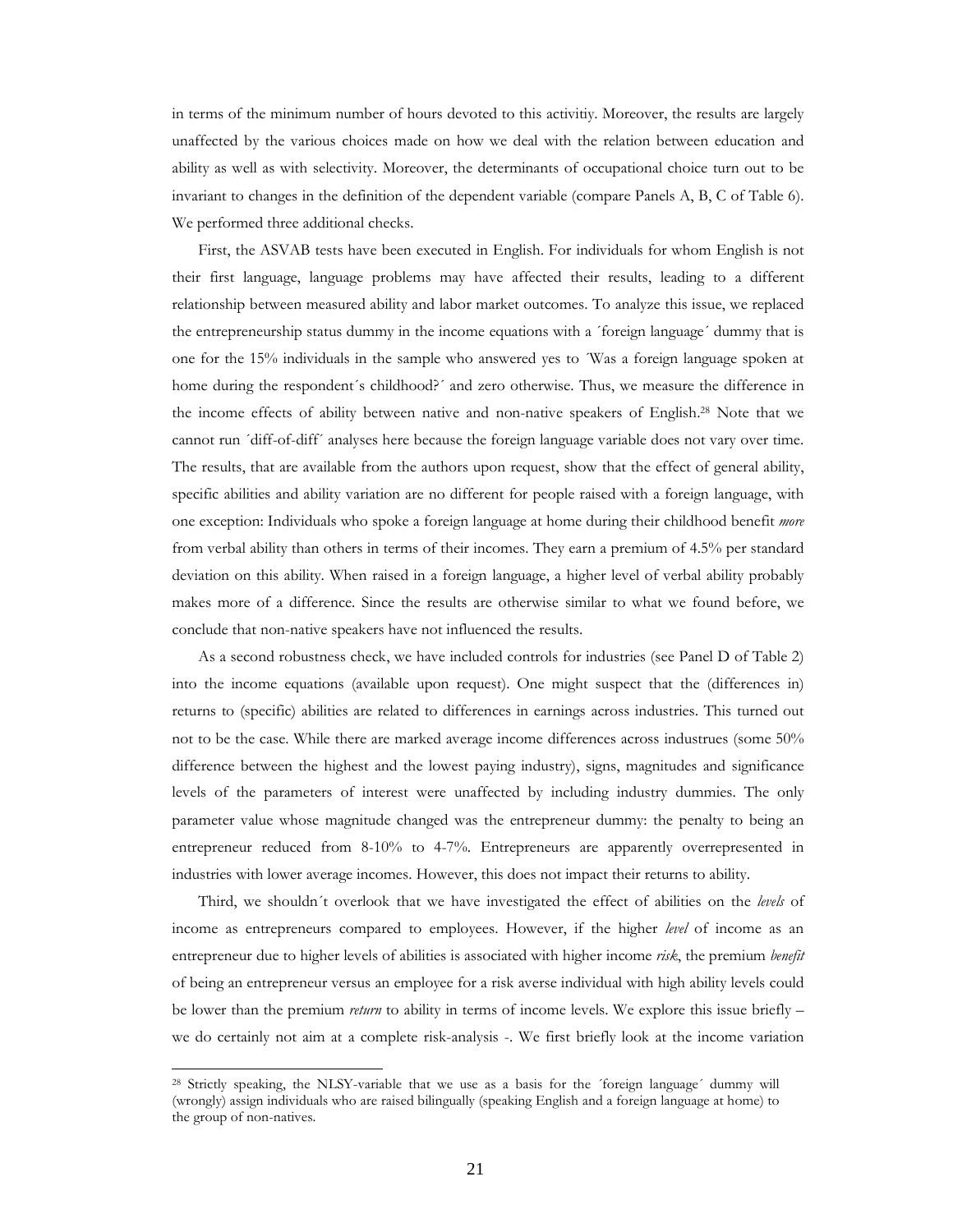in terms of the minimum number of hours devoted to this activitiy. Moreover, the results are largely unaffected by the various choices made on how we deal with the relation between education and ability as well as with selectivity. Moreover, the determinants of occupational choice turn out to be invariant to changes in the definition of the dependent variable (compare Panels A, B, C of Table 6). We performed three additional checks.

First, the ASVAB tests have been executed in English. For individuals for whom English is not their first language, language problems may have affected their results, leading to a different relationship between measured ability and labor market outcomes. To analyze this issue, we replaced the entrepreneurship status dummy in the income equations with a ´foreign language´ dummy that is one for the 15% individuals in the sample who answered yes to ´Was a foreign language spoken at home during the respondent´s childhood?´ and zero otherwise. Thus, we measure the difference in the income effects of ability between native and non-native speakers of English.[28] Note that we cannot run ´diff-of-diff´ analyses here because the foreign language variable does not vary over time. The results, that are available from the authors upon request, show that the effect of general ability, specific abilities and ability variation are no different for people raised with a foreign language, with one exception: Individuals who spoke a foreign language at home during their childhood benefit *more* from verbal ability than others in terms of their incomes. They earn a premium of 4.5% per standard deviation on this ability. When raised in a foreign language, a higher level of verbal ability probably makes more of a difference. Since the results are otherwise similar to what we found before, we conclude that non-native speakers have not influenced the results.

As a second robustness check, we have included controls for industries (see Panel D of Table 2) into the income equations (available upon request). One might suspect that the (differences in) returns to (specific) abilities are related to differences in earnings across industries. This turned out not to be the case. While there are marked average income differences across industrues (some 50% difference between the highest and the lowest paying industry), signs, magnitudes and significance levels of the parameters of interest were unaffected by including industry dummies. The only parameter value whose magnitude changed was the entrepreneur dummy: the penalty to being an entrepreneur reduced from 8-10% to 4-7%. Entrepreneurs are apparently overrepresented in industries with lower average incomes. However, this does not impact their returns to ability.

Third, we shouldn´t overlook that we have investigated the effect of abilities on the *levels* of income as entrepreneurs compared to employees. However, if the higher *level* of income as an entrepreneur due to higher levels of abilities is associated with higher income *risk*, the premium *benefit* of being an entrepreneur versus an employee for a risk averse individual with high ability levels could be lower than the premium *return* to ability in terms of income levels. We explore this issue briefly – we do certainly not aim at a complete risk-analysis -. We first briefly look at the income variation

[28] Strictly speaking, the NLSY-variable that we use as a basis for the ´foreign language´ dummy will (wrongly) assign individuals who are raised bilingually (speaking English and a foreign language at home) to the group of non-natives.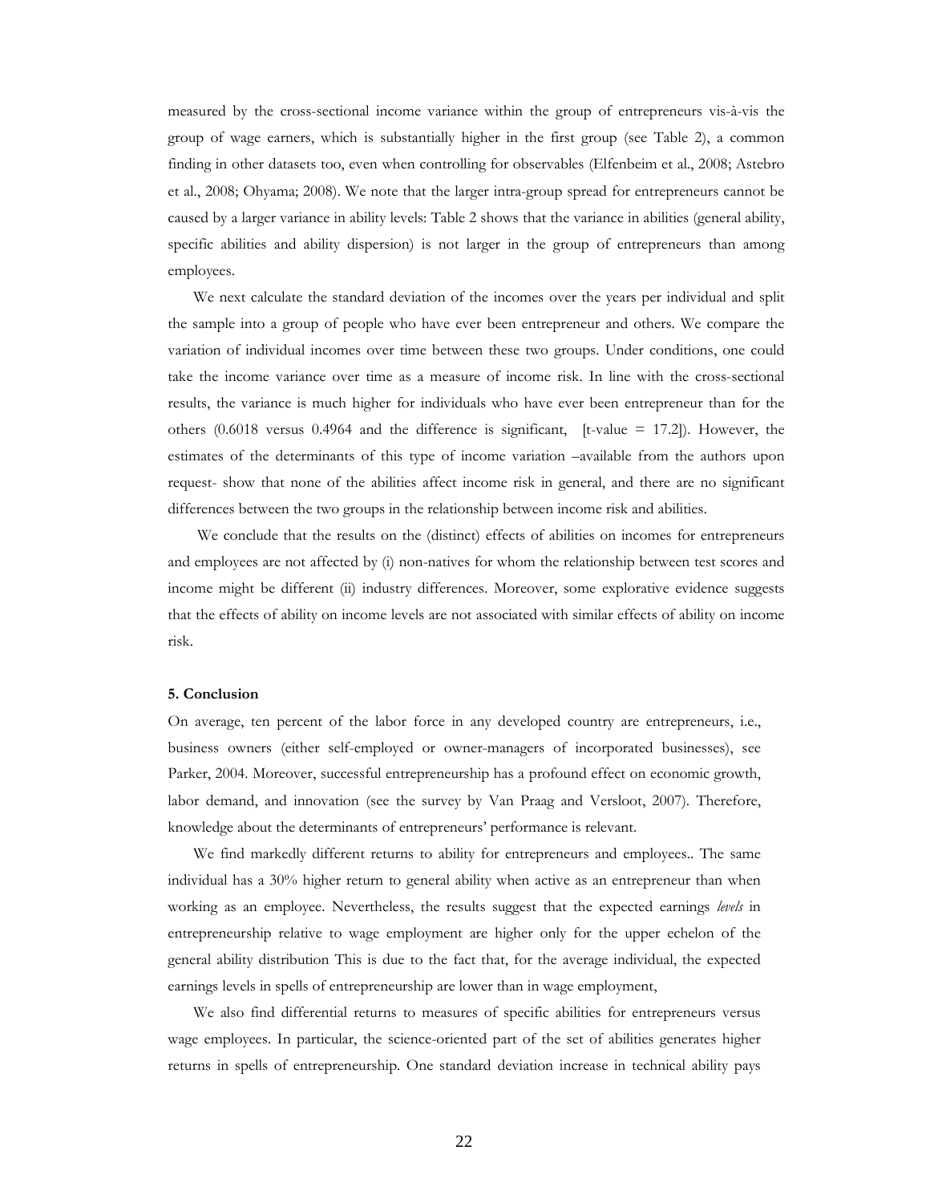measured by the cross-sectional income variance within the group of entrepreneurs vis-à-vis the group of wage earners, which is substantially higher in the first group (see Table 2), a common finding in other datasets too, even when controlling for observables (Elfenbeim et al., 2008; Astebro et al., 2008; Ohyama; 2008). We note that the larger intra-group spread for entrepreneurs cannot be caused by a larger variance in ability levels: Table 2 shows that the variance in abilities (general ability, specific abilities and ability dispersion) is not larger in the group of entrepreneurs than among employees.

We next calculate the standard deviation of the incomes over the years per individual and split the sample into a group of people who have ever been entrepreneur and others. We compare the variation of individual incomes over time between these two groups. Under conditions, one could take the income variance over time as a measure of income risk. In line with the cross-sectional results, the variance is much higher for individuals who have ever been entrepreneur than for the others (0.6018 versus 0.4964 and the difference is significant, [t-value = 17.2]). However, the estimates of the determinants of this type of income variation –available from the authors upon request- show that none of the abilities affect income risk in general, and there are no significant differences between the two groups in the relationship between income risk and abilities.

We conclude that the results on the (distinct) effects of abilities on incomes for entrepreneurs and employees are not affected by (i) non-natives for whom the relationship between test scores and income might be different (ii) industry differences. Moreover, some explorative evidence suggests that the effects of ability on income levels are not associated with similar effects of ability on income risk.

**5. Conclusion**

On average, ten percent of the labor force in any developed country are entrepreneurs, i.e., business owners (either self-employed or owner-managers of incorporated businesses), see Parker, 2004. Moreover, successful entrepreneurship has a profound effect on economic growth, labor demand, and innovation (see the survey by Van Praag and Versloot, 2007). Therefore, knowledge about the determinants of entrepreneurs' performance is relevant.

We find markedly different returns to ability for entrepreneurs and employees.. The same individual has a 30% higher return to general ability when active as an entrepreneur than when working as an employee. Nevertheless, the results suggest that the expected earnings *levels* in entrepreneurship relative to wage employment are higher only for the upper echelon of the general ability distribution This is due to the fact that, for the average individual, the expected earnings levels in spells of entrepreneurship are lower than in wage employment,

We also find differential returns to measures of specific abilities for entrepreneurs versus wage employees. In particular, the science-oriented part of the set of abilities generates higher returns in spells of entrepreneurship. One standard deviation increase in technical ability pays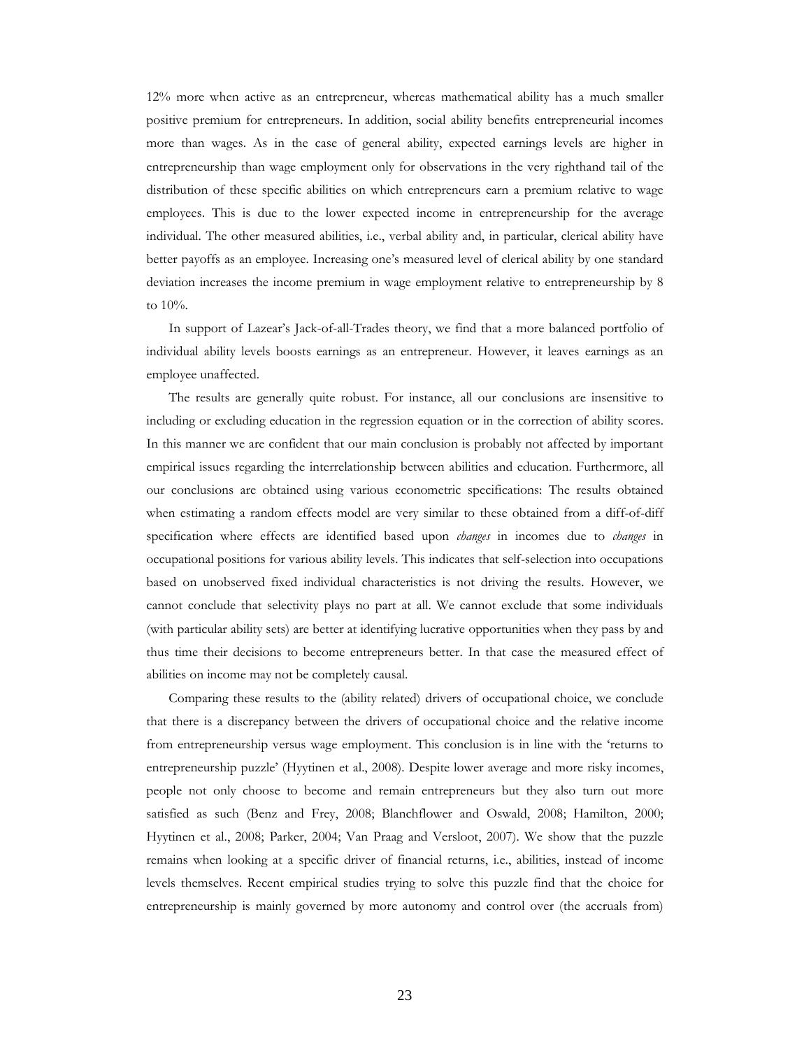12% more when active as an entrepreneur, whereas mathematical ability has a much smaller positive premium for entrepreneurs. In addition, social ability benefits entrepreneurial incomes more than wages. As in the case of general ability, expected earnings levels are higher in entrepreneurship than wage employment only for observations in the very righthand tail of the distribution of these specific abilities on which entrepreneurs earn a premium relative to wage employees. This is due to the lower expected income in entrepreneurship for the average individual. The other measured abilities, i.e., verbal ability and, in particular, clerical ability have better payoffs as an employee. Increasing one's measured level of clerical ability by one standard deviation increases the income premium in wage employment relative to entrepreneurship by 8 to 10%.

In support of Lazear's Jack-of-all-Trades theory, we find that a more balanced portfolio of individual ability levels boosts earnings as an entrepreneur. However, it leaves earnings as an employee unaffected.

The results are generally quite robust. For instance, all our conclusions are insensitive to including or excluding education in the regression equation or in the correction of ability scores. In this manner we are confident that our main conclusion is probably not affected by important empirical issues regarding the interrelationship between abilities and education. Furthermore, all our conclusions are obtained using various econometric specifications: The results obtained when estimating a random effects model are very similar to these obtained from a diff-of-diff specification where effects are identified based upon *changes* in incomes due to *changes* in occupational positions for various ability levels. This indicates that self-selection into occupations based on unobserved fixed individual characteristics is not driving the results. However, we cannot conclude that selectivity plays no part at all. We cannot exclude that some individuals (with particular ability sets) are better at identifying lucrative opportunities when they pass by and thus time their decisions to become entrepreneurs better. In that case the measured effect of abilities on income may not be completely causal.

Comparing these results to the (ability related) drivers of occupational choice, we conclude that there is a discrepancy between the drivers of occupational choice and the relative income from entrepreneurship versus wage employment. This conclusion is in line with the 'returns to entrepreneurship puzzle' (Hyytinen et al., 2008). Despite lower average and more risky incomes, people not only choose to become and remain entrepreneurs but they also turn out more satisfied as such (Benz and Frey, 2008; Blanchflower and Oswald, 2008; Hamilton, 2000; Hyytinen et al., 2008; Parker, 2004; Van Praag and Versloot, 2007). We show that the puzzle remains when looking at a specific driver of financial returns, i.e., abilities, instead of income levels themselves. Recent empirical studies trying to solve this puzzle find that the choice for entrepreneurship is mainly governed by more autonomy and control over (the accruals from)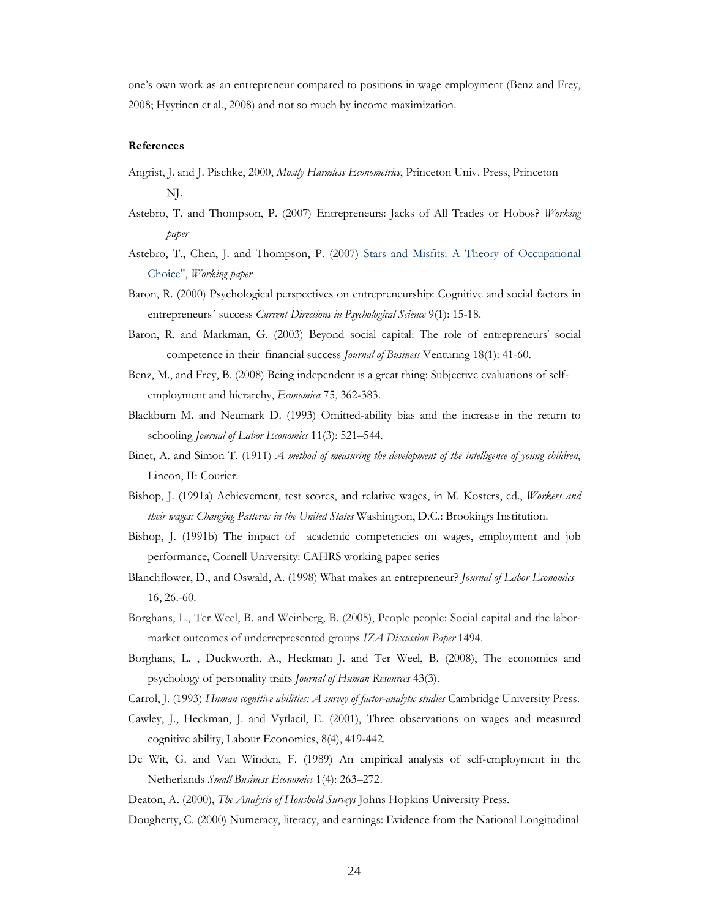one's own work as an entrepreneur compared to positions in wage employment (Benz and Frey, 2008; Hyytinen et al., 2008) and not so much by income maximization.

**References**

Angrist, J. and J. Pischke, 2000, *Mostly Harmless Econometrics*, Princeton Univ. Press, Princeton NJ.

Astebro, T. and Thompson, P. (2007) Entrepreneurs: Jacks of All Trades or Hobos? *Working paper*

Astebro, T., Chen, J. and Thompson, P. (2007) Stars and Misfits: A Theory of Occupational Choice", *Working paper*

Baron, R. (2000) Psychological perspectives on entrepreneurship: Cognitive and social factors in entrepreneurs´ success *Current Directions in Psychological Science* 9(1): 15-18.

Baron, R. and Markman, G. (2003) Beyond social capital: The role of entrepreneurs' social competence in their financial success *Journal of Business* Venturing 18(1): 41-60.

Benz, M., and Frey, B. (2008) Being independent is a great thing: Subjective evaluations of self-employment and hierarchy, *Economica* 75, 362-383.

Blackburn M. and Neumark D. (1993) Omitted-ability bias and the increase in the return to schooling *Journal of Labor Economics* 11(3): 521–544.

Binet, A. and Simon T. (1911) *A method of measuring the development of the intelligence of young children*, Lincon, II: Courier.

Bishop, J. (1991a) Achievement, test scores, and relative wages, in M. Kosters, ed., *Workers and their wages: Changing Patterns in the United States* Washington, D.C.: Brookings Institution.

Bishop, J. (1991b) The impact of academic competencies on wages, employment and job performance, Cornell University: CAHRS working paper series

Blanchflower, D., and Oswald, A. (1998) What makes an entrepreneur? *Journal of Labor Economics* 16, 26.-60.

Borghans, L., Ter Weel, B. and Weinberg, B. (2005), People people: Social capital and the labor-market outcomes of underrepresented groups *IZA Discussion Paper* 1494.

Borghans, L. , Duckworth, A., Heckman J. and Ter Weel, B. (2008), The economics and psychology of personality traits *Journal of Human Resources* 43(3).

Carrol, J. (1993) *Human cognitive abilities: A survey of factor-analytic studies* Cambridge University Press.

Cawley, J., Heckman, J. and Vytlacil, E. (2001), Three observations on wages and measured cognitive ability, Labour Economics, 8(4), 419-442.

De Wit, G. and Van Winden, F. (1989) An empirical analysis of self-employment in the Netherlands *Small Business Economics* 1(4): 263–272.

Deaton, A. (2000), *The Analysis of Houshold Surveys* Johns Hopkins University Press.

Dougherty, C. (2000) Numeracy, literacy, and earnings: Evidence from the National Longitudinal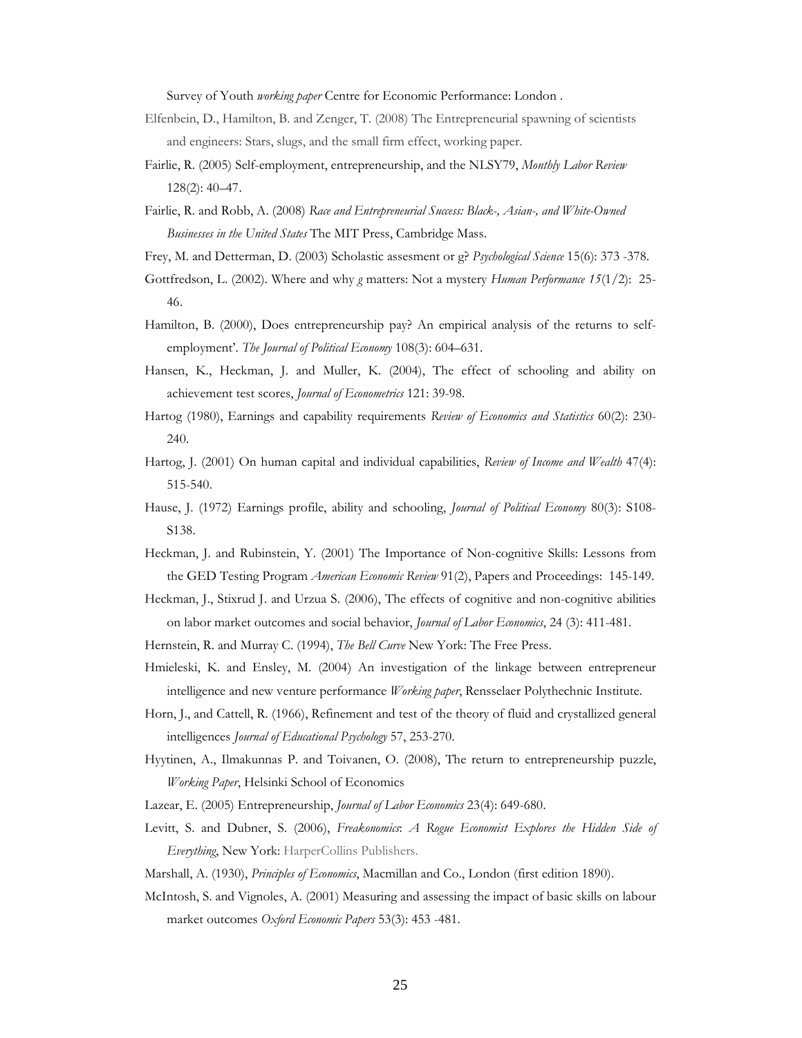Survey of Youth *working paper* Centre for Economic Performance: London .

Elfenbein, D., Hamilton, B. and Zenger, T. (2008) The Entrepreneurial spawning of scientists and engineers: Stars, slugs, and the small firm effect, working paper.

Fairlie, R. (2005) Self-employment, entrepreneurship, and the NLSY79, *Monthly Labor Review* 128(2): 40–47.

Fairlie, R. and Robb, A. (2008) *Race and Entrepreneurial Success: Black-, Asian-, and White-Owned Businesses in the United States* The MIT Press, Cambridge Mass.

Frey, M. and Detterman, D. (2003) Scholastic assesment or g? *Psychological Science* 15(6): 373 -378.

Gottfredson, L. (2002). Where and why *g* matters: Not a mystery *Human Performance 15*(1/2): 25-46.

Hamilton, B. (2000), Does entrepreneurship pay? An empirical analysis of the returns to self-employment'. *The Journal of Political Economy* 108(3): 604–631.

Hansen, K., Heckman, J. and Muller, K. (2004), The effect of schooling and ability on achievement test scores, *Journal of Econometrics* 121: 39-98.

Hartog (1980), Earnings and capability requirements *Review of Economics and Statistics* 60(2): 230-240.

Hartog, J. (2001) On human capital and individual capabilities, *Review of Income and Wealth* 47(4): 515-540.

Hause, J. (1972) Earnings profile, ability and schooling, *Journal of Political Economy* 80(3): S108-S138.

Heckman, J. and Rubinstein, Y. (2001) The Importance of Non-cognitive Skills: Lessons from the GED Testing Program *American Economic Review* 91(2), Papers and Proceedings: 145-149.

Heckman, J., Stixrud J. and Urzua S. (2006), The effects of cognitive and non-cognitive abilities on labor market outcomes and social behavior, *Journal of Labor Economics*, 24 (3): 411-481.

Hernstein, R. and Murray C. (1994), *The Bell Curve* New York: The Free Press.

Hmieleski, K. and Ensley, M. (2004) An investigation of the linkage between entrepreneur intelligence and new venture performance *Working paper*, Rensselaer Polythechnic Institute.

Horn, J., and Cattell, R. (1966), Refinement and test of the theory of fluid and crystallized general intelligences *Journal of Educational Psychology* 57, 253-270.

Hyytinen, A., Ilmakunnas P. and Toivanen, O. (2008), The return to entrepreneurship puzzle, *Working Paper*, Helsinki School of Economics

Lazear, E. (2005) Entrepreneurship, *Journal of Labor Economics* 23(4): 649-680.

Levitt, S. and Dubner, S. (2006), *Freakonomics*: *A Rogue Economist Explores the Hidden Side of Everything*, New York: HarperCollins Publishers.

Marshall, A. (1930), *Principles of Economics*, Macmillan and Co., London (first edition 1890).

McIntosh, S. and Vignoles, A. (2001) Measuring and assessing the impact of basic skills on labour market outcomes *Oxford Economic Papers* 53(3): 453 -481.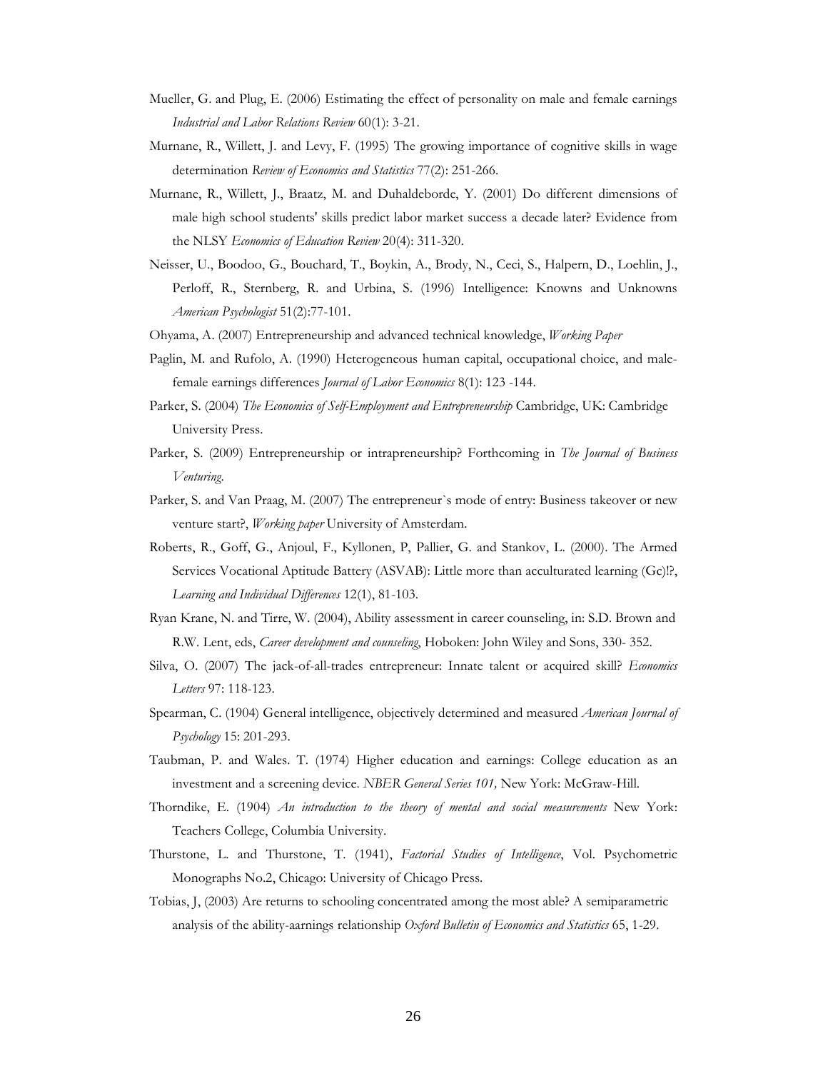Mueller, G. and Plug, E. (2006) Estimating the effect of personality on male and female earnings *Industrial and Labor Relations Review* 60(1): 3-21.

Murnane, R., Willett, J. and Levy, F. (1995) The growing importance of cognitive skills in wage determination *Review of Economics and Statistics* 77(2): 251-266.

Murnane, R., Willett, J., Braatz, M. and Duhaldeborde, Y. (2001) Do different dimensions of male high school students' skills predict labor market success a decade later? Evidence from the NLSY *Economics of Education Review* 20(4): 311-320.

Neisser, U., Boodoo, G., Bouchard, T., Boykin, A., Brody, N., Ceci, S., Halpern, D., Loehlin, J., Perloff, R., Sternberg, R. and Urbina, S. (1996) Intelligence: Knowns and Unknowns *American Psychologist* 51(2):77-101.

Ohyama, A. (2007) Entrepreneurship and advanced technical knowledge, *Working Paper*

Paglin, M. and Rufolo, A. (1990) Heterogeneous human capital, occupational choice, and male-female earnings differences *Journal of Labor Economics* 8(1): 123 -144.

Parker, S. (2004) *The Economics of Self-Employment and Entrepreneurship* Cambridge, UK: Cambridge University Press.

Parker, S. (2009) Entrepreneurship or intrapreneurship? Forthcoming in *The Journal of Business Venturing*.

Parker, S. and Van Praag, M. (2007) The entrepreneur`s mode of entry: Business takeover or new venture start?, *Working paper* University of Amsterdam.

Roberts, R., Goff, G., Anjoul, F., Kyllonen, P, Pallier, G. and Stankov, L. (2000). The Armed Services Vocational Aptitude Battery (ASVAB): Little more than acculturated learning (Gc)!?, *Learning and Individual Differences* 12(1), 81-103.

Ryan Krane, N. and Tirre, W. (2004), Ability assessment in career counseling, in: S.D. Brown and R.W. Lent, eds, *Career development and counseling*, Hoboken: John Wiley and Sons, 330- 352.

Silva, O. (2007) The jack-of-all-trades entrepreneur: Innate talent or acquired skill? *Economics Letters* 97: 118-123.

Spearman, C. (1904) General intelligence, objectively determined and measured *American Journal of Psychology* 15: 201-293.

Taubman, P. and Wales. T. (1974) Higher education and earnings: College education as an investment and a screening device. *NBER General Series 101,* New York: McGraw-Hill.

Thorndike, E. (1904) *An introduction to the theory of mental and social measurements* New York: Teachers College, Columbia University.

Thurstone, L. and Thurstone, T. (1941), *Factorial Studies of Intelligence*, Vol. Psychometric Monographs No.2, Chicago: University of Chicago Press.

Tobias, J, (2003) Are returns to schooling concentrated among the most able? A semiparametric analysis of the ability-aarnings relationship *Oxford Bulletin of Economics and Statistics* 65, 1-29.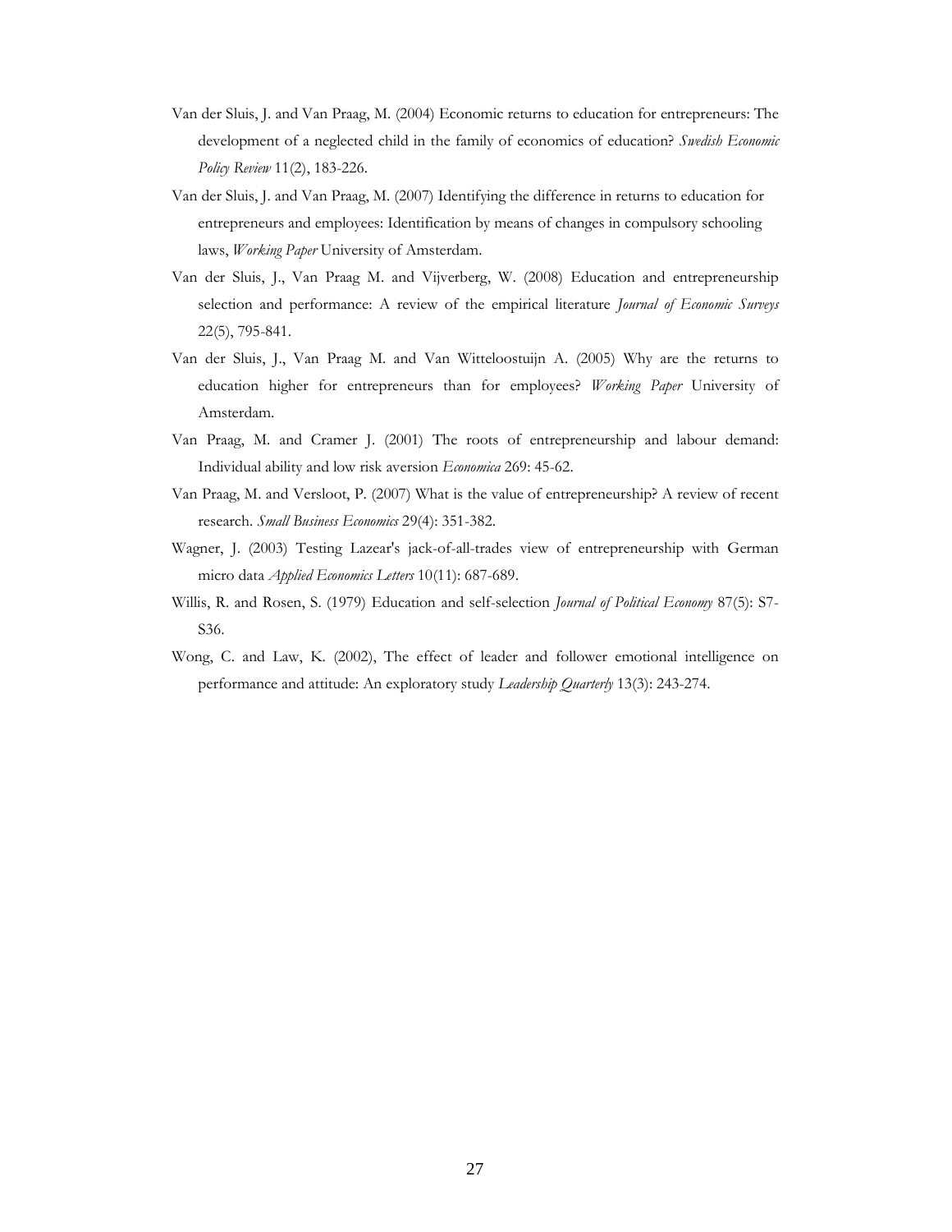Van der Sluis, J. and Van Praag, M. (2004) Economic returns to education for entrepreneurs: The development of a neglected child in the family of economics of education? *Swedish Economic Policy Review* 11(2), 183-226.

Van der Sluis, J. and Van Praag, M. (2007) Identifying the difference in returns to education for entrepreneurs and employees: Identification by means of changes in compulsory schooling laws, *Working Paper* University of Amsterdam.

Van der Sluis, J., Van Praag M. and Vijverberg, W. (2008) Education and entrepreneurship selection and performance: A review of the empirical literature *Journal of Economic Surveys* 22(5), 795-841.

Van der Sluis, J., Van Praag M. and Van Witteloostuijn A. (2005) Why are the returns to education higher for entrepreneurs than for employees? *Working Paper* University of Amsterdam.

Van Praag, M. and Cramer J. (2001) The roots of entrepreneurship and labour demand: Individual ability and low risk aversion *Economica* 269: 45-62.

Van Praag, M. and Versloot, P. (2007) What is the value of entrepreneurship? A review of recent research. *Small Business Economics* 29(4): 351-382.

Wagner, J. (2003) Testing Lazear's jack-of-all-trades view of entrepreneurship with German micro data *Applied Economics Letters* 10(11): 687-689.

Willis, R. and Rosen, S. (1979) Education and self-selection *Journal of Political Economy* 87(5): S7-S36.

Wong, C. and Law, K. (2002), The effect of leader and follower emotional intelligence on performance and attitude: An exploratory study *Leadership Quarterly* 13(3): 243-274.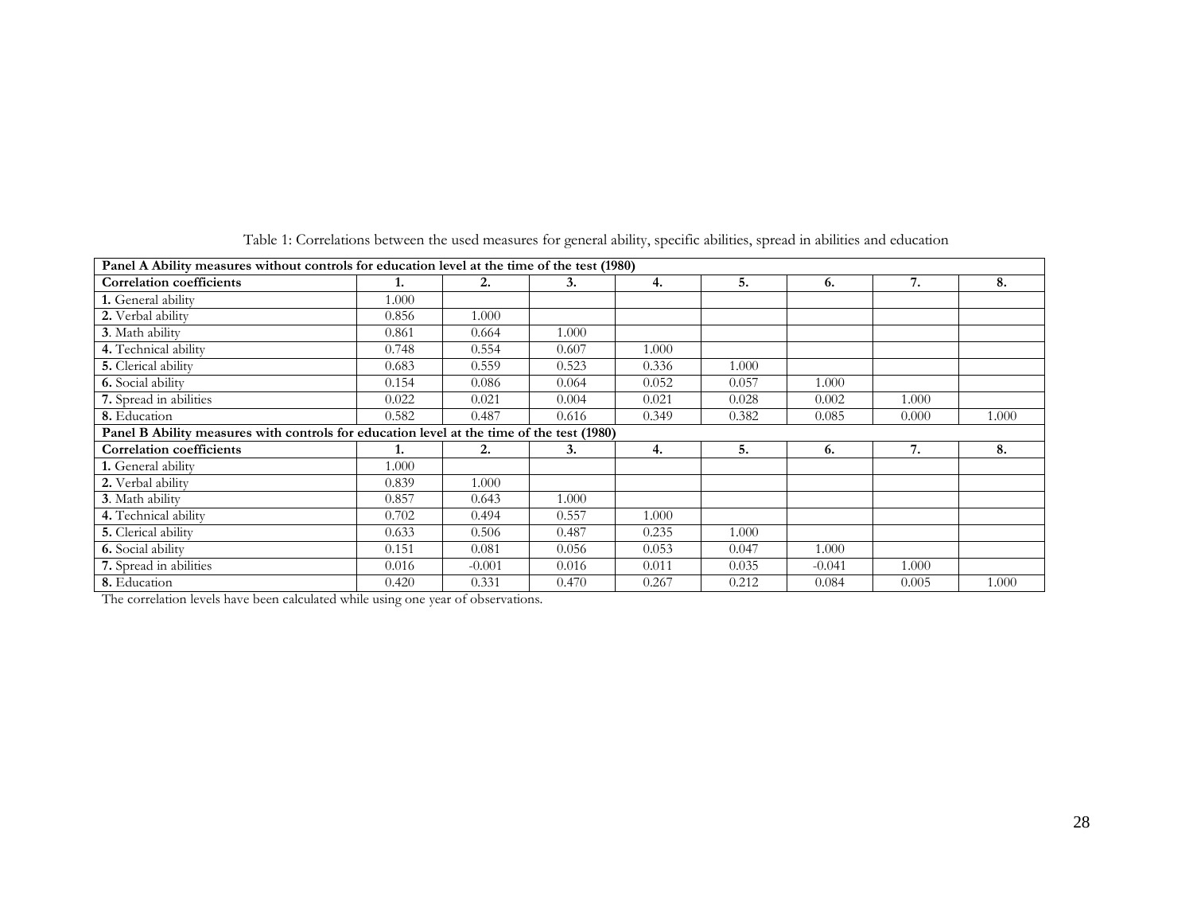Table 1: Correlations between the used measures for general ability, specific abilities, spread in abilities and education

| **Panel A Ability measures without controls for education level at the time of the test (1980)** | | | | | | | | |
|---|---|---|---|---|---|---|---|---|
| **Correlation coefficients** | **1.** | **2.** | **3.** | **4.** | **5.** | **6.** | **7.** | **8.** |
| **1.** General ability | 1.000 | | | | | | | |
| **2.** Verbal ability | 0.856 | 1.000 | | | | | | |
| **3**. Math ability | 0.861 | 0.664 | 1.000 | | | | | |
| **4.** Technical ability | 0.748 | 0.554 | 0.607 | 1.000 | | | | |
| **5.** Clerical ability | 0.683 | 0.559 | 0.523 | 0.336 | 1.000 | | | |
| **6.** Social ability | 0.154 | 0.086 | 0.064 | 0.052 | 0.057 | 1.000 | | |
| **7.** Spread in abilities | 0.022 | 0.021 | 0.004 | 0.021 | 0.028 | 0.002 | 1.000 | |
| **8.** Education | 0.582 | 0.487 | 0.616 | 0.349 | 0.382 | 0.085 | 0.000 | 1.000 |
| **Panel B Ability measures with controls for education level at the time of the test (1980)** | | | | | | | | |
| **Correlation coefficients** | **1.** | **2.** | **3.** | **4.** | **5.** | **6.** | **7.** | **8.** |
| **1.** General ability | 1.000 | | | | | | | |
| **2.** Verbal ability | 0.839 | 1.000 | | | | | | |
| **3**. Math ability | 0.857 | 0.643 | 1.000 | | | | | |
| **4.** Technical ability | 0.702 | 0.494 | 0.557 | 1.000 | | | | |
| **5.** Clerical ability | 0.633 | 0.506 | 0.487 | 0.235 | 1.000 | | | |
| **6.** Social ability | 0.151 | 0.081 | 0.056 | 0.053 | 0.047 | 1.000 | | |
| **7.** Spread in abilities | 0.016 | -0.001 | 0.016 | 0.011 | 0.035 | -0.041 | 1.000 | |
| **8.** Education | 0.420 | 0.331 | 0.470 | 0.267 | 0.212 | 0.084 | 0.005 | 1.000 |

The correlation levels have been calculated while using one year of observations.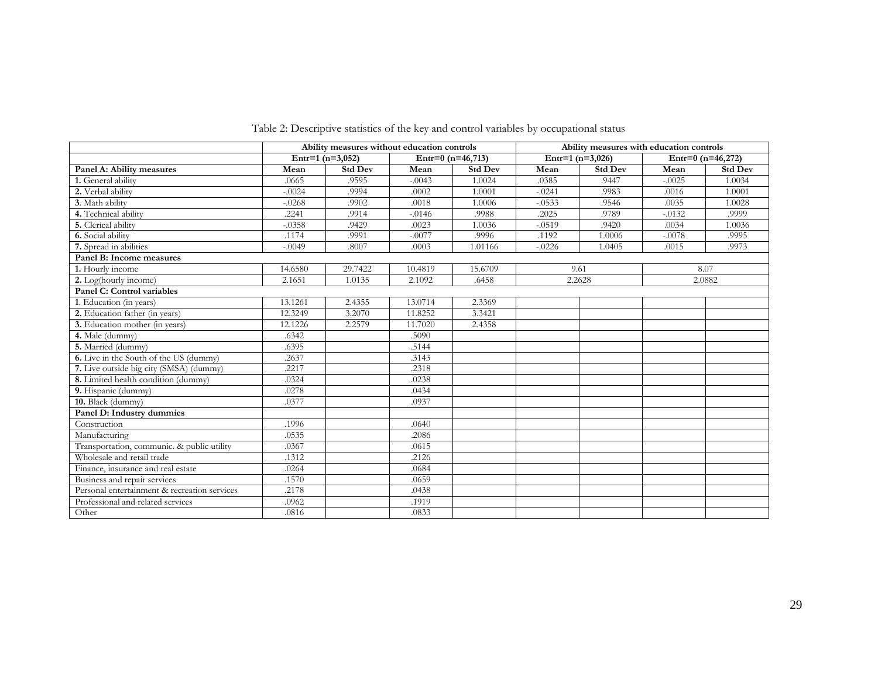Table 2: Descriptive statistics of the key and control variables by occupational status

| | Ability measures without education controls | | | | Ability measures with education controls | | | |
|---|---|---|---|---|---|---|---|---|
| | Entr=1 (n=3,052) | | Entr=0 (n=46,713) | | Entr=1 (n=3,026) | | Entr=0 (n=46,272) | |
| **Panel A: Ability measures** | **Mean** | **Std Dev** | **Mean** | **Std Dev** | **Mean** | **Std Dev** | **Mean** | **Std Dev** |
| **1.** General ability | .0665 | .9595 | -.0043 | 1.0024 | .0385 | .9447 | -.0025 | 1.0034 |
| **2.** Verbal ability | -.0024 | .9994 | .0002 | 1.0001 | -.0241 | .9983 | .0016 | 1.0001 |
| **3.** Math ability | -.0268 | .9902 | .0018 | 1.0006 | -.0533 | .9546 | .0035 | 1.0028 |
| **4.** Technical ability | .2241 | .9914 | -.0146 | .9988 | .2025 | .9789 | -.0132 | .9999 |
| **5.** Clerical ability | -.0358 | .9429 | .0023 | 1.0036 | -.0519 | .9420 | .0034 | 1.0036 |
| **6.** Social ability | .1174 | .9991 | -.0077 | .9996 | .1192 | 1.0006 | -.0078 | .9995 |
| **7.** Spread in abilities | -.0049 | .8007 | .0003 | 1.01166 | -.0226 | 1.0405 | .0015 | .9973 |
| **Panel B: Income measures** | | | | | | | | |
| **1.** Hourly income | 14.6580 | 29.7422 | 10.4819 | 15.6709 | 9.61 | | 8.07 | |
| **2.** Log(hourly income) | 2.1651 | 1.0135 | 2.1092 | .6458 | 2.2628 | | 2.0882 | |
| **Panel C: Control variables** | | | | | | | | |
| **1**. Education (in years) | 13.1261 | 2.4355 | 13.0714 | 2.3369 | | | | |
| **2.** Education father (in years) | 12.3249 | 3.2070 | 11.8252 | 3.3421 | | | | |
| **3.** Education mother (in years) | 12.1226 | 2.2579 | 11.7020 | 2.4358 | | | | |
| **4.** Male (dummy) | .6342 | | .5090 | | | | | |
| **5.** Married (dummy) | .6395 | | .5144 | | | | | |
| **6.** Live in the South of the US (dummy) | .2637 | | .3143 | | | | | |
| **7.** Live outside big city (SMSA) (dummy) | .2217 | | .2318 | | | | | |
| **8.** Limited health condition (dummy) | .0324 | | .0238 | | | | | |
| **9.** Hispanic (dummy) | .0278 | | .0434 | | | | | |
| **10.** Black (dummy) | .0377 | | .0937 | | | | | |
| **Panel D: Industry dummies** | | | | | | | | |
| Construction | .1996 | | .0640 | | | | | |
| Manufacturing | .0535 | | .2086 | | | | | |
| Transportation, communic. & public utility | .0367 | | .0615 | | | | | |
| Wholesale and retail trade | .1312 | | .2126 | | | | | |
| Finance, insurance and real estate | .0264 | | .0684 | | | | | |
| Business and repair services | .1570 | | .0659 | | | | | |
| Personal entertainment & recreation services | .2178 | | .0438 | | | | | |
| Professional and related services | .0962 | | .1919 | | | | | |
| Other | .0816 | | .0833 | | | | | |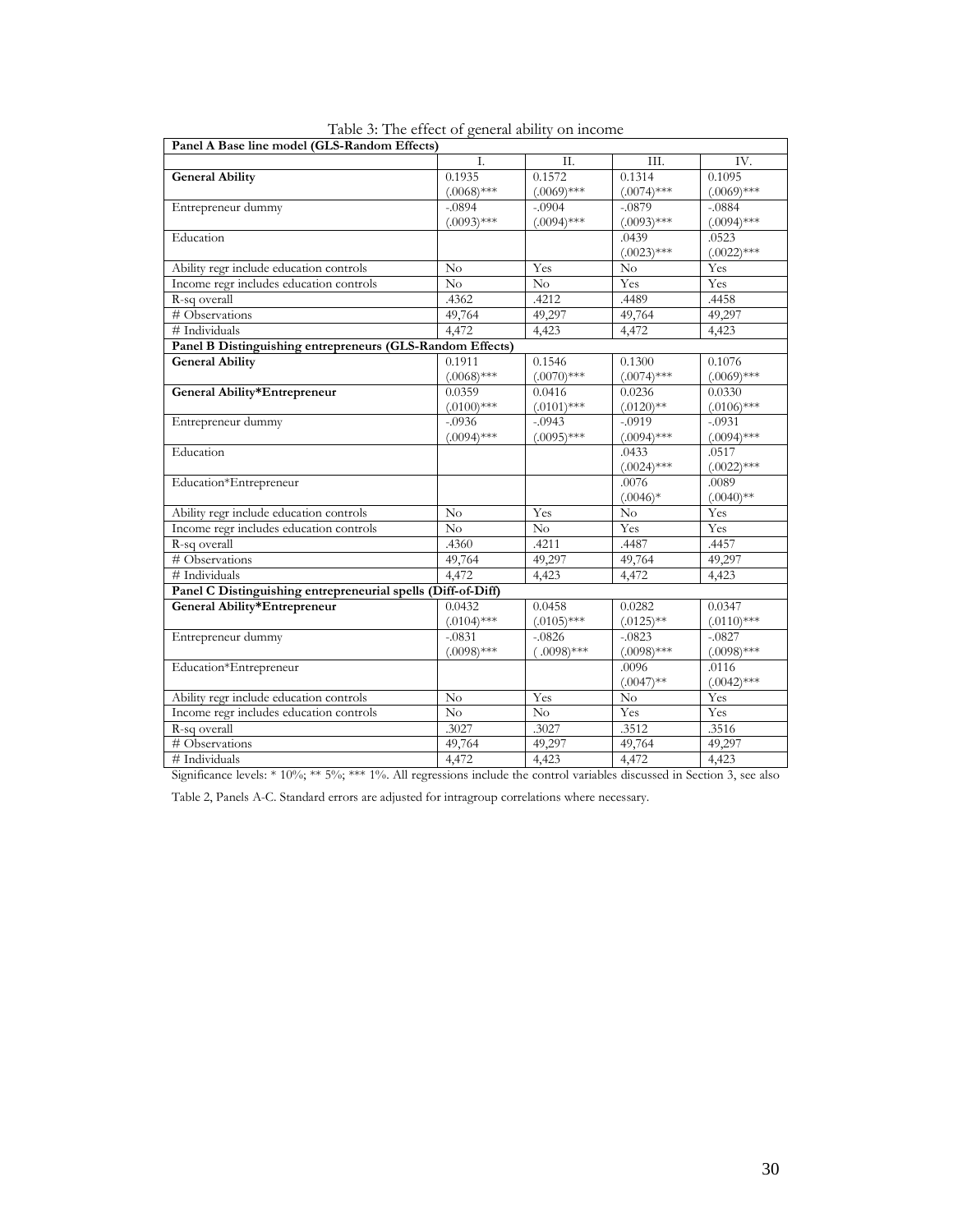Table 3: The effect of general ability on income

| | I. | II. | III. | IV. |
|---|---|---|---|---|
| **Panel A Base line model (GLS-Random Effects)** | | | | |
| **General Ability** | 0.1935<br>(.0068)*** | 0.1572<br>(.0069)*** | 0.1314<br>(.0074)*** | 0.1095<br>(.0069)*** |
| Entrepreneur dummy | -.0894<br>(.0093)*** | -.0904<br>(.0094)*** | -.0879<br>(.0093)*** | -.0884<br>(.0094)*** |
| Education | | | .0439<br>(.0023)*** | .0523<br>(.0022)*** |
| Ability regr include education controls | No | Yes | No | Yes |
| Income regr includes education controls | No | No | Yes | Yes |
| R-sq overall | .4362 | .4212 | .4489 | .4458 |
| # Observations | 49,764 | 49,297 | 49,764 | 49,297 |
| # Individuals | 4,472 | 4,423 | 4,472 | 4,423 |
| **Panel B Distinguishing entrepreneurs (GLS-Random Effects)** | | | | |
| **General Ability** | 0.1911<br>(.0068)*** | 0.1546<br>(.0070)*** | 0.1300<br>(.0074)*** | 0.1076<br>(.0069)*** |
| **General Ability*Entrepreneur** | 0.0359<br>(.0100)*** | 0.0416<br>(.0101)*** | 0.0236<br>(.0120)** | 0.0330<br>(.0106)*** |
| Entrepreneur dummy | -.0936<br>(.0094)*** | -.0943<br>(.0095)*** | -.0919<br>(.0094)*** | -.0931<br>(.0094)*** |
| Education | | | .0433<br>(.0024)*** | .0517<br>(.0022)*** |
| Education*Entrepreneur | | | .0076<br>(.0046)* | .0089<br>(.0040)** |
| Ability regr include education controls | No | Yes | No | Yes |
| Income regr includes education controls | No | No | Yes | Yes |
| R-sq overall | .4360 | .4211 | .4487 | .4457 |
| # Observations | 49,764 | 49,297 | 49,764 | 49,297 |
| # Individuals | 4,472 | 4,423 | 4,472 | 4,423 |
| **Panel C Distinguishing entrepreneurial spells (Diff-of-Diff)** | | | | |
| **General Ability*Entrepreneur** | 0.0432<br>(.0104)*** | 0.0458<br>(.0105)*** | 0.0282<br>(.0125)** | 0.0347<br>(.0110)*** |
| Entrepreneur dummy | -.0831<br>(.0098)*** | -.0826<br>( .0098)*** | -.0823<br>(.0098)*** | -.0827<br>(.0098)*** |
| Education*Entrepreneur | | | .0096<br>(.0047)** | .0116<br>(.0042)*** |
| Ability regr include education controls | No | Yes | No | Yes |
| Income regr includes education controls | No | No | Yes | Yes |
| R-sq overall | .3027 | .3027 | .3512 | .3516 |
| # Observations | 49,764 | 49,297 | 49,764 | 49,297 |
| # Individuals | 4,472 | 4,423 | 4,472 | 4,423 |

Significance levels: * 10%; ** 5%; *** 1%. All regressions include the control variables discussed in Section 3, see also Table 2, Panels A-C. Standard errors are adjusted for intragroup correlations where necessary.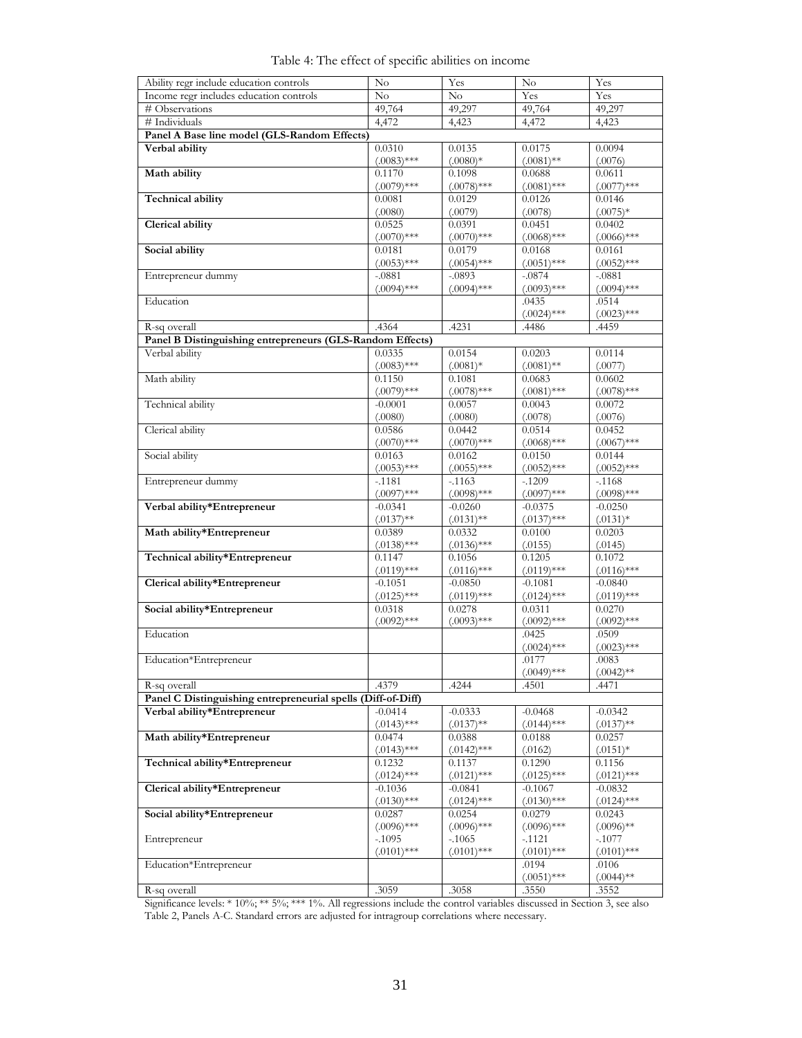Table 4: The effect of specific abilities on income

| Ability regr include education controls | No | Yes | No | Yes |
|---|---|---|---|---|
| Income regr includes education controls | No | No | Yes | Yes |
| # Observations | 49,764 | 49,297 | 49,764 | 49,297 |
| # Individuals | 4,472 | 4,423 | 4,472 | 4,423 |
| **Panel A Base line model (GLS-Random Effects)** | | | | |
| **Verbal ability** | 0.0310 | 0.0135 | 0.0175 | 0.0094 |
| | (.0083)*** | (.0080)* | (.0081)** | (.0076) |
| **Math ability** | 0.1170 | 0.1098 | 0.0688 | 0.0611 |
| | (.0079)*** | (.0078)*** | (.0081)*** | (.0077)*** |
| **Technical ability** | 0.0081 | 0.0129 | 0.0126 | 0.0146 |
| | (.0080) | (.0079) | (.0078) | (.0075)* |
| **Clerical ability** | 0.0525 | 0.0391 | 0.0451 | 0.0402 |
| | (.0070)*** | (.0070)*** | (.0068)*** | (.0066)*** |
| **Social ability** | 0.0181 | 0.0179 | 0.0168 | 0.0161 |
| | (.0053)*** | (.0054)*** | (.0051)*** | (.0052)*** |
| Entrepreneur dummy | -.0881 | -.0893 | -.0874 | -.0881 |
| | (.0094)*** | (.0094)*** | (.0093)*** | (.0094)*** |
| Education | | | .0435 | .0514 |
| | | | (.0024)*** | (.0023)*** |
| R-sq overall | .4364 | .4231 | .4486 | .4459 |
| **Panel B Distinguishing entrepreneurs (GLS-Random Effects)** | | | | |
| Verbal ability | 0.0335 | 0.0154 | 0.0203 | 0.0114 |
| | (.0083)*** | (.0081)* | (.0081)** | (.0077) |
| Math ability | 0.1150 | 0.1081 | 0.0683 | 0.0602 |
| | (.0079)*** | (.0078)*** | (.0081)*** | (.0078)*** |
| Technical ability | -0.0001 | 0.0057 | 0.0043 | 0.0072 |
| | (.0080) | (.0080) | (.0078) | (.0076) |
| Clerical ability | 0.0586 | 0.0442 | 0.0514 | 0.0452 |
| | (.0070)*** | (.0070)*** | (.0068)*** | (.0067)*** |
| Social ability | 0.0163 | 0.0162 | 0.0150 | 0.0144 |
| | (.0053)*** | (.0055)*** | (.0052)*** | (.0052)*** |
| Entrepreneur dummy | -.1181 | -.1163 | -.1209 | -.1168 |
| | (.0097)*** | (.0098)*** | (.0097)*** | (.0098)*** |
| **Verbal ability*Entrepreneur** | -0.0341 | -0.0260 | -0.0375 | -0.0250 |
| | (.0137)** | (.0131)** | (.0137)*** | (.0131)* |
| **Math ability*Entrepreneur** | 0.0389 | 0.0332 | 0.0100 | 0.0203 |
| | (.0138)*** | (.0136)*** | (.0155) | (.0145) |
| **Technical ability*Entrepreneur** | 0.1147 | 0.1056 | 0.1205 | 0.1072 |
| | (.0119)*** | (.0116)*** | (.0119)*** | (.0116)*** |
| **Clerical ability*Entrepreneur** | -0.1051 | -0.0850 | -0.1081 | -0.0840 |
| | (.0125)*** | (.0119)*** | (.0124)*** | (.0119)*** |
| **Social ability*Entrepreneur** | 0.0318 | 0.0278 | 0.0311 | 0.0270 |
| | (.0092)*** | (.0093)*** | (.0092)*** | (.0092)*** |
| Education | | | .0425 | .0509 |
| | | | (.0024)*** | (.0023)*** |
| Education*Entrepreneur | | | .0177 | .0083 |
| | | | (.0049)*** | (.0042)** |
| R-sq overall | .4379 | .4244 | .4501 | .4471 |
| **Panel C Distinguishing entrepreneurial spells (Diff-of-Diff)** | | | | |
| **Verbal ability*Entrepreneur** | -0.0414 | -0.0333 | -0.0468 | -0.0342 |
| | (.0143)*** | (.0137)** | (.0144)*** | (.0137)** |
| **Math ability*Entrepreneur** | 0.0474 | 0.0388 | 0.0188 | 0.0257 |
| | (.0143)*** | (.0142)*** | (.0162) | (.0151)* |
| **Technical ability*Entrepreneur** | 0.1232 | 0.1137 | 0.1290 | 0.1156 |
| | (.0124)*** | (.0121)*** | (.0125)*** | (.0121)*** |
| **Clerical ability*Entrepreneur** | -0.1036 | -0.0841 | -0.1067 | -0.0832 |
| | (.0130)*** | (.0124)*** | (.0130)*** | (.0124)*** |
| **Social ability*Entrepreneur** | 0.0287 | 0.0254 | 0.0279 | 0.0243 |
| | (.0096)*** | (.0096)*** | (.0096)*** | (.0096)** |
| Entrepreneur | -.1095 | -.1065 | -.1121 | -.1077 |
| | (.0101)*** | (.0101)*** | (.0101)*** | (.0101)*** |
| Education*Entrepreneur | | | .0194 | .0106 |
| | | | (.0051)*** | (.0044)** |
| R-sq overall | .3059 | .3058 | .3550 | .3552 |

Significance levels: * 10%; ** 5%; *** 1%. All regressions include the control variables discussed in Section 3, see also Table 2, Panels A-C. Standard errors are adjusted for intragroup correlations where necessary.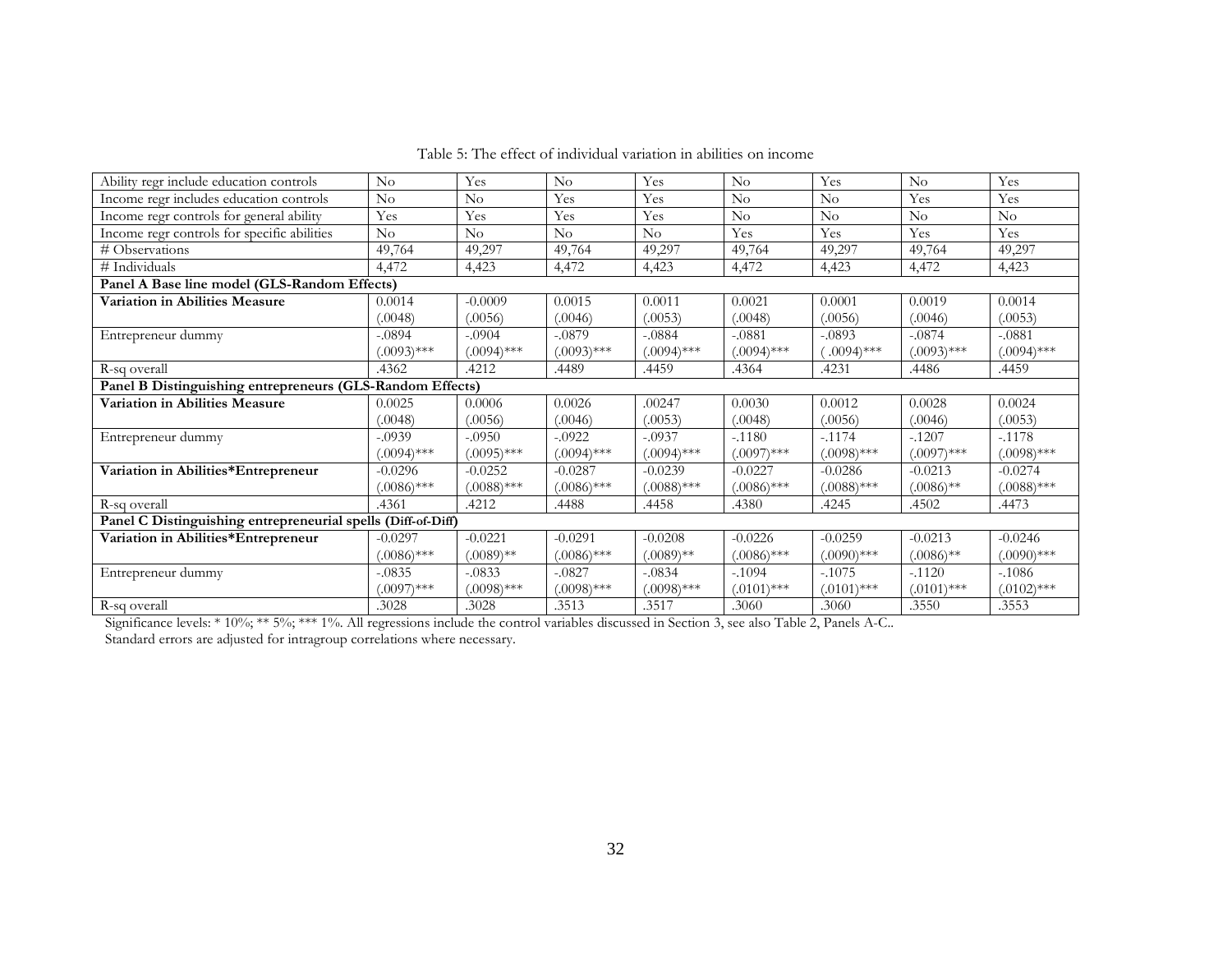Table 5: The effect of individual variation in abilities on income

| Ability regr include education controls | No | Yes | No | Yes | No | Yes | No | Yes |
|---|---|---|---|---|---|---|---|---|
| Income regr includes education controls | No | No | Yes | Yes | No | No | Yes | Yes |
| Income regr controls for general ability | Yes | Yes | Yes | Yes | No | No | No | No |
| Income regr controls for specific abilities | No | No | No | No | Yes | Yes | Yes | Yes |
| # Observations | 49,764 | 49,297 | 49,764 | 49,297 | 49,764 | 49,297 | 49,764 | 49,297 |
| # Individuals | 4,472 | 4,423 | 4,472 | 4,423 | 4,472 | 4,423 | 4,472 | 4,423 |
| **Panel A Base line model (GLS-Random Effects)** | | | | | | | | |
| **Variation in Abilities Measure** | 0.0014 | -0.0009 | 0.0015 | 0.0011 | 0.0021 | 0.0001 | 0.0019 | 0.0014 |
| | (.0048) | (.0056) | (.0046) | (.0053) | (.0048) | (.0056) | (.0046) | (.0053) |
| Entrepreneur dummy | -.0894 | -.0904 | -.0879 | -.0884 | -.0881 | -.0893 | -.0874 | -.0881 |
| | (.0093)*** | (.0094)*** | (.0093)*** | (.0094)*** | (.0094)*** | ( .0094)*** | (.0093)*** | (.0094)*** |
| R-sq overall | .4362 | .4212 | .4489 | .4459 | .4364 | .4231 | .4486 | .4459 |
| **Panel B Distinguishing entrepreneurs (GLS-Random Effects)** | | | | | | | | |
| **Variation in Abilities Measure** | 0.0025 | 0.0006 | 0.0026 | .00247 | 0.0030 | 0.0012 | 0.0028 | 0.0024 |
| | (.0048) | (.0056) | (.0046) | (.0053) | (.0048) | (.0056) | (.0046) | (.0053) |
| Entrepreneur dummy | -.0939 | -.0950 | -.0922 | -.0937 | -.1180 | -.1174 | -.1207 | -.1178 |
| | (.0094)*** | (.0095)*** | (.0094)*** | (.0094)*** | (.0097)*** | (.0098)*** | (.0097)*** | (.0098)*** |
| **Variation in Abilities*Entrepreneur** | -0.0296 | -0.0252 | -0.0287 | -0.0239 | -0.0227 | -0.0286 | -0.0213 | -0.0274 |
| | (.0086)*** | (.0088)*** | (.0086)*** | (.0088)*** | (.0086)*** | (.0088)*** | (.0086)** | (.0088)*** |
| R-sq overall | .4361 | .4212 | .4488 | .4458 | .4380 | .4245 | .4502 | .4473 |
| **Panel C Distinguishing entrepreneurial spells (Diff-of-Diff)** | | | | | | | | |
| **Variation in Abilities*Entrepreneur** | -0.0297 | -0.0221 | -0.0291 | -0.0208 | -0.0226 | -0.0259 | -0.0213 | -0.0246 |
| | (.0086)*** | (.0089)** | (.0086)*** | (.0089)** | (.0086)*** | (.0090)*** | (.0086)** | (.0090)*** |
| Entrepreneur dummy | -.0835 | -.0833 | -.0827 | -.0834 | -.1094 | -.1075 | -.1120 | -.1086 |
| | (.0097)*** | (.0098)*** | (.0098)*** | (.0098)*** | (.0101)*** | (.0101)*** | (.0101)*** | (.0102)*** |
| R-sq overall | .3028 | .3028 | .3513 | .3517 | .3060 | .3060 | .3550 | .3553 |

Significance levels: * 10%; ** 5%; *** 1%. All regressions include the control variables discussed in Section 3, see also Table 2, Panels A-C..
Standard errors are adjusted for intragroup correlations where necessary.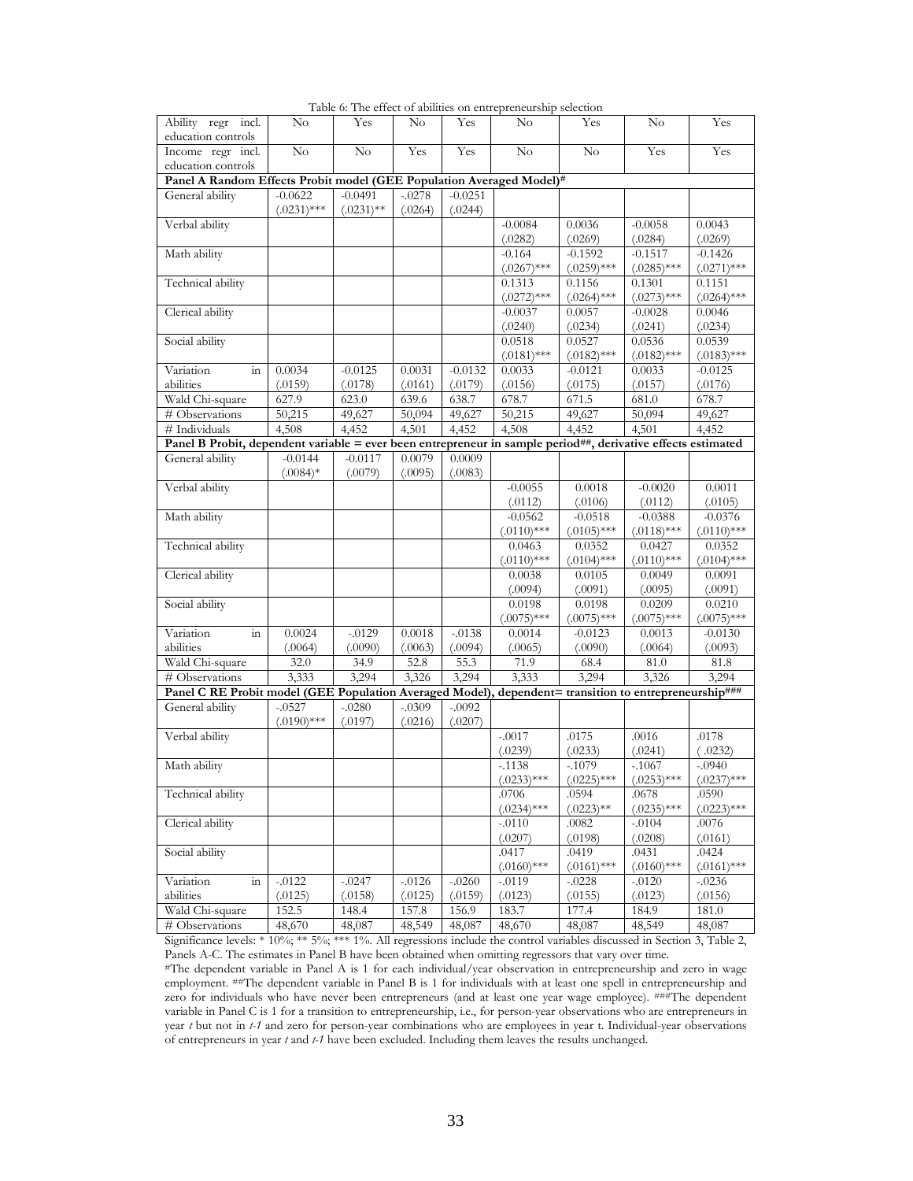Table 6: The effect of abilities on entrepreneurship selection

| Ability regr incl. education controls | No | Yes | No | Yes | No | Yes | No | Yes |
|---|---|---|---|---|---|---|---|---|
| Income regr incl. education controls | No | No | Yes | Yes | No | No | Yes | Yes |
| **Panel A Random Effects Probit model (GEE Population Averaged Model)#** | | | | | | | | |
| General ability | -0.0622 (.0231)*** | -0.0491 (.0231)** | -.0278 (.0264) | -0.0251 (.0244) | | | | |
| Verbal ability | | | | | -0.0084 (.0282) | 0.0036 (.0269) | -0.0058 (.0284) | 0.0043 (.0269) |
| Math ability | | | | | -0.164 (.0267)*** | -0.1592 (.0259)*** | -0.1517 (.0285)*** | -0.1426 (.0271)*** |
| Technical ability | | | | | 0.1313 (.0272)*** | 0.1156 (.0264)*** | 0.1301 (.0273)*** | 0.1151 (.0264)*** |
| Clerical ability | | | | | -0.0037 (.0240) | 0.0057 (.0234) | -0.0028 (.0241) | 0.0046 (.0234) |
| Social ability | | | | | 0.0518 (.0181)*** | 0.0527 (.0182)*** | 0.0536 (.0182)*** | 0.0539 (.0183)*** |
| Variation in abilities | 0.0034 (.0159) | -0.0125 (.0178) | 0.0031 (.0161) | -0.0132 (.0179) | 0.0033 (.0156) | -0.0121 (.0175) | 0.0033 (.0157) | -0.0125 (.0176) |
| Wald Chi-square | 627.9 | 623.0 | 639.6 | 638.7 | 678.7 | 671.5 | 681.0 | 678.7 |
| # Observations | 50,215 | 49,627 | 50,094 | 49,627 | 50,215 | 49,627 | 50,094 | 49,627 |
| # Individuals | 4,508 | 4,452 | 4,501 | 4,452 | 4,508 | 4,452 | 4,501 | 4,452 |
| **Panel B Probit, dependent variable = ever been entrepreneur in sample period##, derivative effects estimated** | | | | | | | | |
| General ability | -0.0144 (.0084)* | -0.0117 (.0079) | 0.0079 (.0095) | 0.0009 (.0083) | | | | |
| Verbal ability | | | | | -0.0055 (.0112) | 0.0018 (.0106) | -0.0020 (.0112) | 0.0011 (.0105) |
| Math ability | | | | | -0.0562 (.0110)*** | -0.0518 (.0105)*** | -0.0388 (.0118)*** | -0.0376 (.0110)*** |
| Technical ability | | | | | 0.0463 (.0110)*** | 0.0352 (.0104)*** | 0.0427 (.0110)*** | 0.0352 (.0104)*** |
| Clerical ability | | | | | 0.0038 (.0094) | 0.0105 (.0091) | 0.0049 (.0095) | 0.0091 (.0091) |
| Social ability | | | | | 0.0198 (.0075)*** | 0.0198 (.0075)*** | 0.0209 (.0075)*** | 0.0210 (.0075)*** |
| Variation in abilities | 0.0024 (.0064) | -.0129 (.0090) | 0.0018 (.0063) | -.0138 (.0094) | 0.0014 (.0065) | -0.0123 (.0090) | 0.0013 (.0064) | -0.0130 (.0093) |
| Wald Chi-square | 32.0 | 34.9 | 52.8 | 55.3 | 71.9 | 68.4 | 81.0 | 81.8 |
| # Observations | 3,333 | 3,294 | 3,326 | 3,294 | 3,333 | 3,294 | 3,326 | 3,294 |
| **Panel C RE Probit model (GEE Population Averaged Model), dependent= transition to entrepreneurship###** | | | | | | | | |
| General ability | -.0527 (.0190)*** | -.0280 (.0197) | -.0309 (.0216) | -.0092 (.0207) | | | | |
| Verbal ability | | | | | -.0017 (.0239) | .0175 (.0233) | .0016 (.0241) | .0178 ( .0232) |
| Math ability | | | | | -.1138 (.0233)*** | -.1079 (.0225)*** | -.1067 (.0253)*** | -.0940 (.0237)*** |
| Technical ability | | | | | .0706 (.0234)*** | .0594 (.0223)** | .0678 (.0235)*** | .0590 (.0223)*** |
| Clerical ability | | | | | -.0110 (.0207) | .0082 (.0198) | -.0104 (.0208) | .0076 (.0161) |
| Social ability | | | | | .0417 (.0160)*** | .0419 (.0161)*** | .0431 (.0160)*** | .0424 (.0161)*** |
| Variation in abilities | -.0122 (.0125) | -.0247 (.0158) | -.0126 (.0125) | -.0260 (.0159) | -.0119 (.0123) | -.0228 (.0155) | -.0120 (.0123) | -.0236 (.0156) |
| Wald Chi-square | 152.5 | 148.4 | 157.8 | 156.9 | 183.7 | 177.4 | 184.9 | 181.0 |
| # Observations | 48,670 | 48,087 | 48,549 | 48,087 | 48,670 | 48,087 | 48,549 | 48,087 |

Significance levels: * 10%; ** 5%; *** 1%. All regressions include the control variables discussed in Section 3, Table 2, Panels A-C. The estimates in Panel B have been obtained when omitting regressors that vary over time.

#The dependent variable in Panel A is 1 for each individual/year observation in entrepreneurship and zero in wage employment. ##The dependent variable in Panel B is 1 for individuals with at least one spell in entrepreneurship and zero for individuals who have never been entrepreneurs (and at least one year wage employee). ###The dependent variable in Panel C is 1 for a transition to entrepreneurship, i.e., for person-year observations who are entrepreneurs in year *t* but not in *t-1* and zero for person-year combinations who are employees in year t. Individual-year observations of entrepreneurs in year *t* and *t-1* have been excluded. Including them leaves the results unchanged.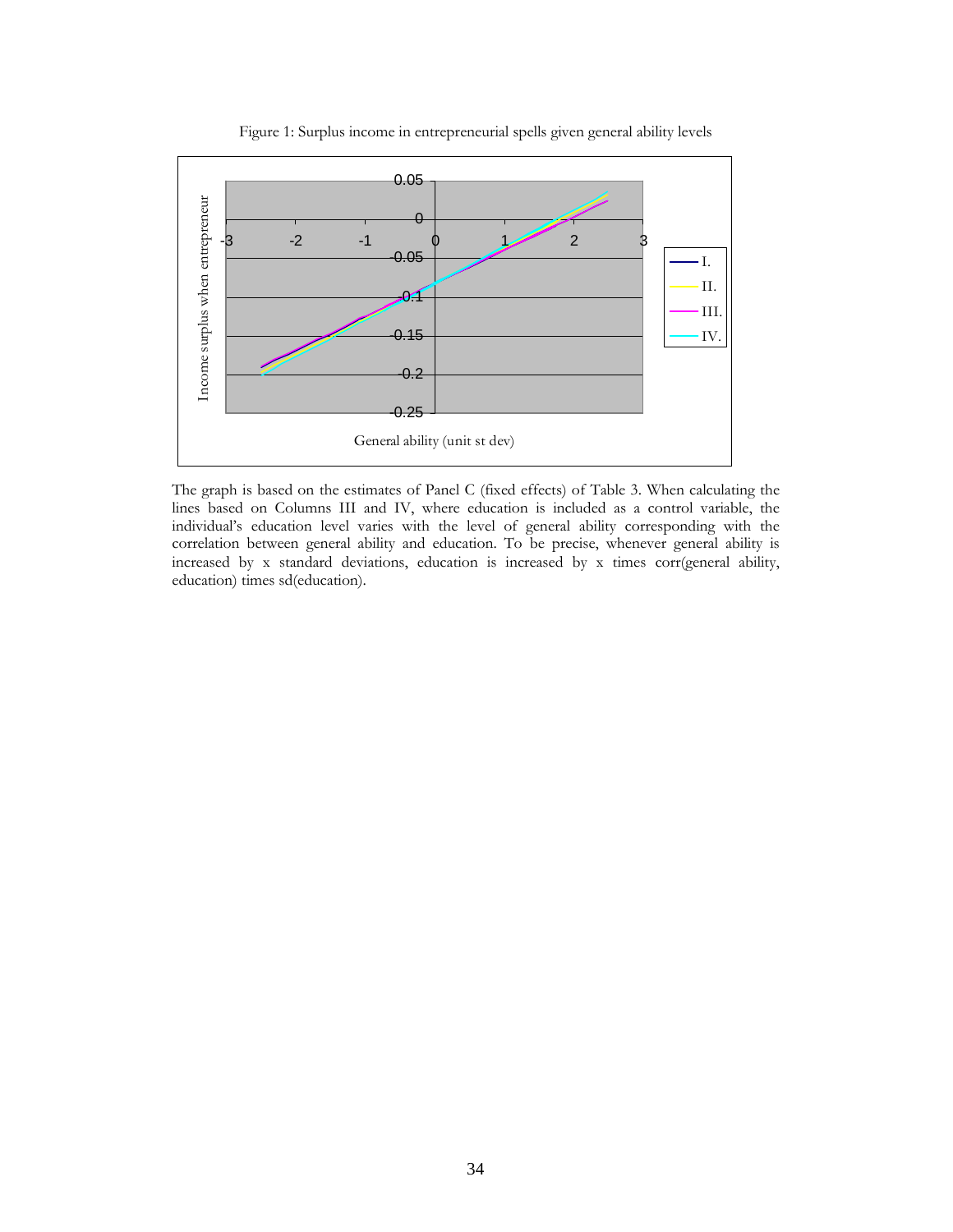Figure 1: Surplus income in entrepreneurial spells given general ability levels

The graph is based on the estimates of Panel C (fixed effects) of Table 3. When calculating the lines based on Columns III and IV, where education is included as a control variable, the individual's education level varies with the level of general ability corresponding with the correlation between general ability and education. To be precise, whenever general ability is increased by x standard deviations, education is increased by x times corr(general ability, education) times sd(education).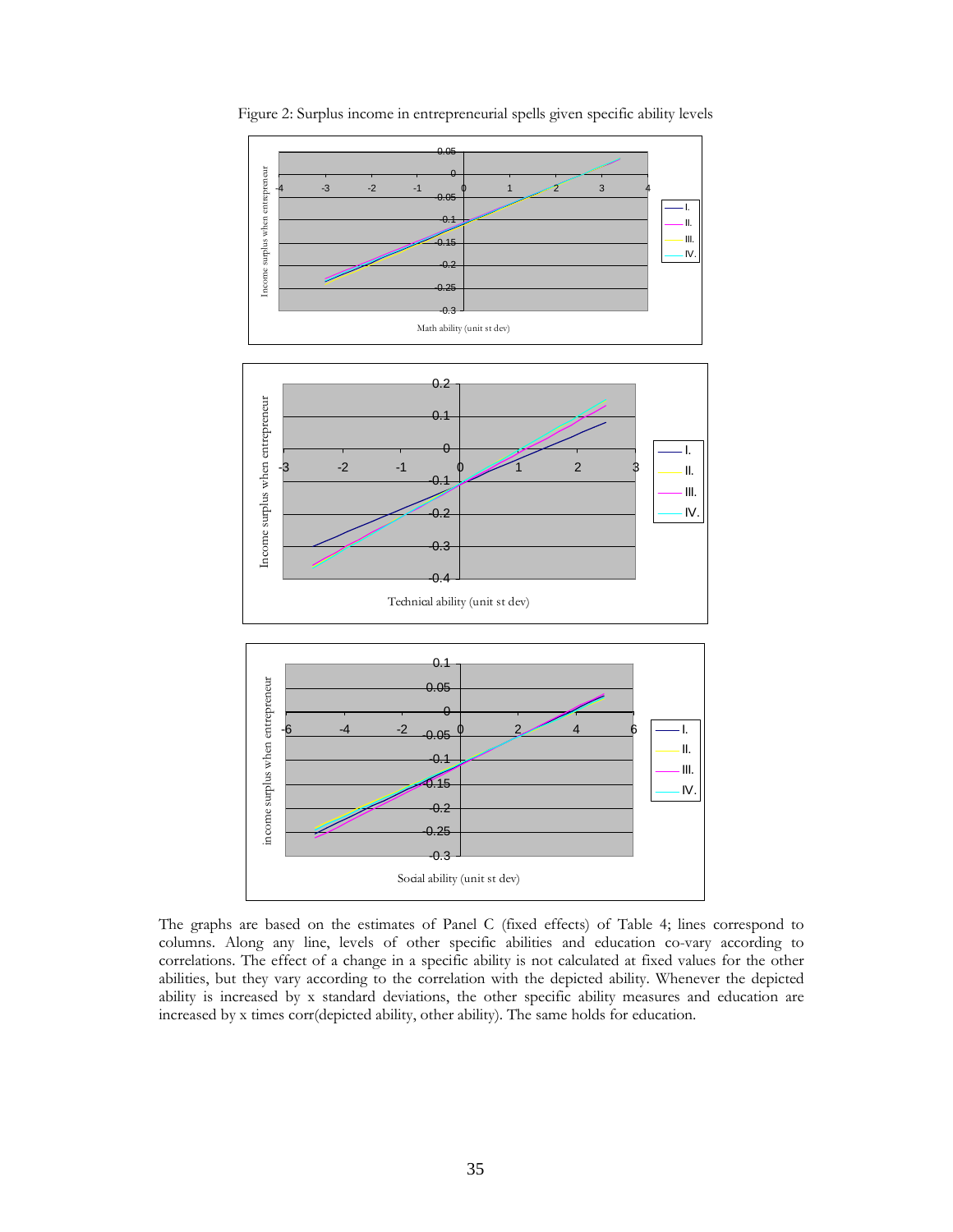Figure 2: Surplus income in entrepreneurial spells given specific ability levels

The graphs are based on the estimates of Panel C (fixed effects) of Table 4; lines correspond to columns. Along any line, levels of other specific abilities and education co-vary according to correlations. The effect of a change in a specific ability is not calculated at fixed values for the other abilities, but they vary according to the correlation with the depicted ability. Whenever the depicted ability is increased by x standard deviations, the other specific ability measures and education are increased by x times corr(depicted ability, other ability). The same holds for education.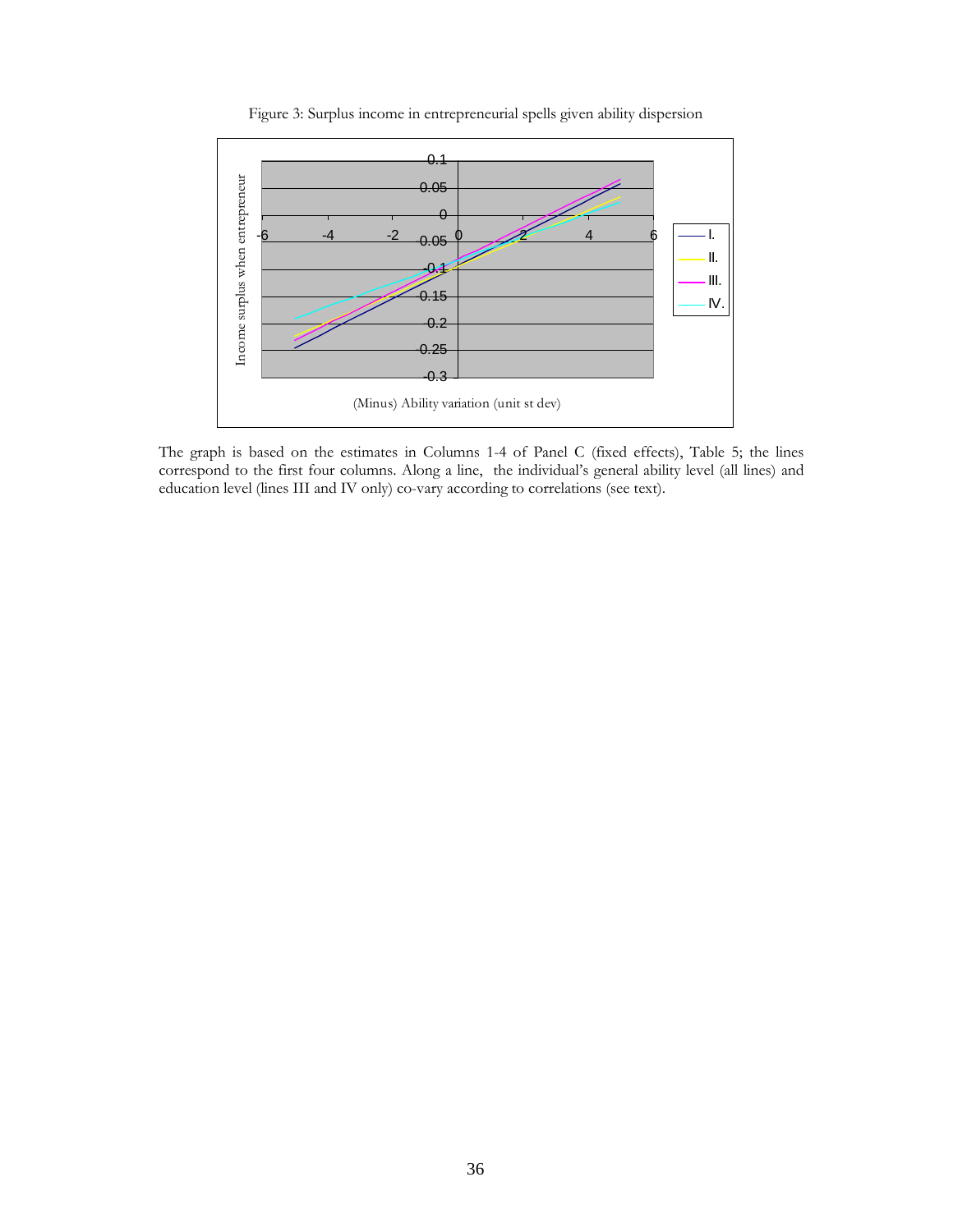Figure 3: Surplus income in entrepreneurial spells given ability dispersion

Income surplus when entrepreneur

0.1
0.05
0
-0.05
-0.1
-0.15
-0.2
-0.25
-0.3

-6
-4
-2
0
2
4
6

(Minus) Ability variation (unit st dev)

I.
II.
III.
IV.

The graph is based on the estimates in Columns 1-4 of Panel C (fixed effects), Table 5; the lines correspond to the first four columns. Along a line, the individual's general ability level (all lines) and education level (lines III and IV only) co-vary according to correlations (see text).